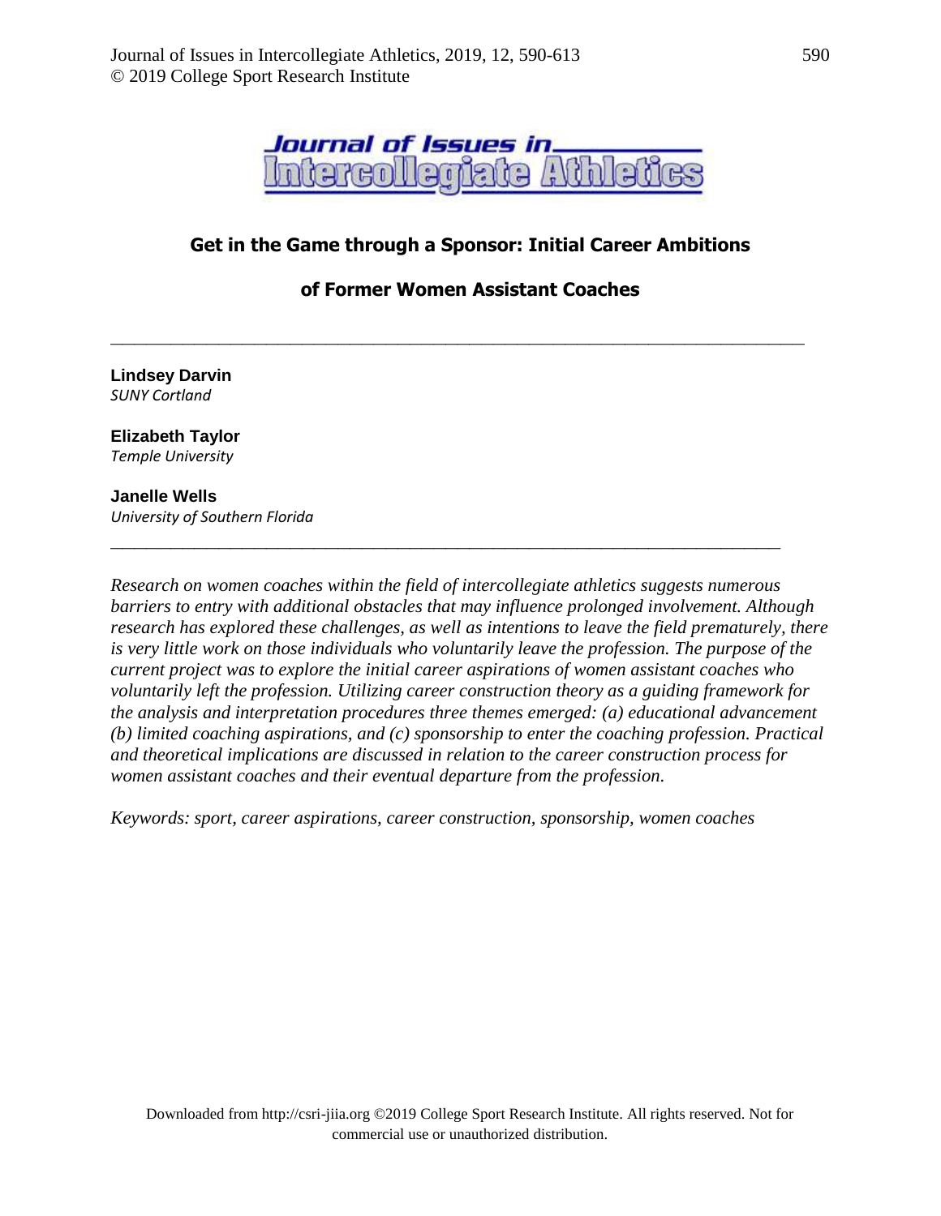# Get in the Game through a Sponsor: Initial Career Ambitions of Former Women Assistant Coaches

---

**Lindsey Darvin**
*SUNY Cortland*

**Elizabeth Taylor**
*Temple University*

**Janelle Wells**
*University of Southern Florida*

---

*Research on women coaches within the field of intercollegiate athletics suggests numerous barriers to entry with additional obstacles that may influence prolonged involvement. Although research has explored these challenges, as well as intentions to leave the field prematurely, there is very little work on those individuals who voluntarily leave the profession. The purpose of the current project was to explore the initial career aspirations of women assistant coaches who voluntarily left the profession. Utilizing career construction theory as a guiding framework for the analysis and interpretation procedures three themes emerged: (a) educational advancement (b) limited coaching aspirations, and (c) sponsorship to enter the coaching profession. Practical and theoretical implications are discussed in relation to the career construction process for women assistant coaches and their eventual departure from the profession.*

*Keywords: sport, career aspirations, career construction, sponsorship, women coaches*

Downloaded from http://csri-jiia.org ©2019 College Sport Research Institute. All rights reserved. Not for commercial use or unauthorized distribution.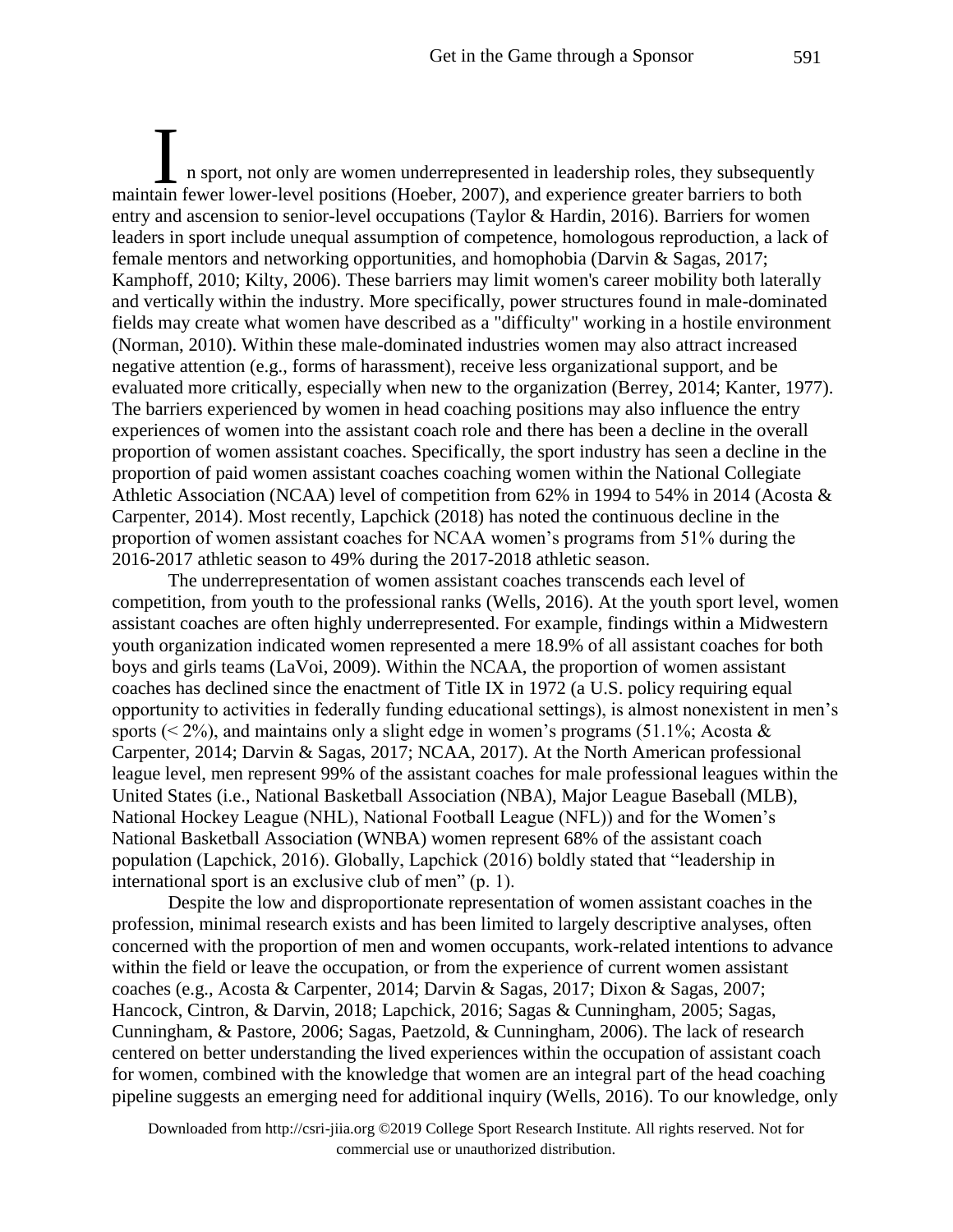In sport, not only are women underrepresented in leadership roles, they subsequently maintain fewer lower-level positions (Hoeber, 2007), and experience greater barriers to both entry and ascension to senior-level occupations (Taylor & Hardin, 2016). Barriers for women leaders in sport include unequal assumption of competence, homologous reproduction, a lack of female mentors and networking opportunities, and homophobia (Darvin & Sagas, 2017; Kamphoff, 2010; Kilty, 2006). These barriers may limit women's career mobility both laterally and vertically within the industry. More specifically, power structures found in male-dominated fields may create what women have described as a "difficulty" working in a hostile environment (Norman, 2010). Within these male-dominated industries women may also attract increased negative attention (e.g., forms of harassment), receive less organizational support, and be evaluated more critically, especially when new to the organization (Berrey, 2014; Kanter, 1977). The barriers experienced by women in head coaching positions may also influence the entry experiences of women into the assistant coach role and there has been a decline in the overall proportion of women assistant coaches. Specifically, the sport industry has seen a decline in the proportion of paid women assistant coaches coaching women within the National Collegiate Athletic Association (NCAA) level of competition from 62% in 1994 to 54% in 2014 (Acosta & Carpenter, 2014). Most recently, Lapchick (2018) has noted the continuous decline in the proportion of women assistant coaches for NCAA women's programs from 51% during the 2016-2017 athletic season to 49% during the 2017-2018 athletic season.

The underrepresentation of women assistant coaches transcends each level of competition, from youth to the professional ranks (Wells, 2016). At the youth sport level, women assistant coaches are often highly underrepresented. For example, findings within a Midwestern youth organization indicated women represented a mere 18.9% of all assistant coaches for both boys and girls teams (LaVoi, 2009). Within the NCAA, the proportion of women assistant coaches has declined since the enactment of Title IX in 1972 (a U.S. policy requiring equal opportunity to activities in federally funding educational settings), is almost nonexistent in men's sports (< 2%), and maintains only a slight edge in women's programs (51.1%; Acosta & Carpenter, 2014; Darvin & Sagas, 2017; NCAA, 2017). At the North American professional league level, men represent 99% of the assistant coaches for male professional leagues within the United States (i.e., National Basketball Association (NBA), Major League Baseball (MLB), National Hockey League (NHL), National Football League (NFL)) and for the Women's National Basketball Association (WNBA) women represent 68% of the assistant coach population (Lapchick, 2016). Globally, Lapchick (2016) boldly stated that "leadership in international sport is an exclusive club of men" (p. 1).

Despite the low and disproportionate representation of women assistant coaches in the profession, minimal research exists and has been limited to largely descriptive analyses, often concerned with the proportion of men and women occupants, work-related intentions to advance within the field or leave the occupation, or from the experience of current women assistant coaches (e.g., Acosta & Carpenter, 2014; Darvin & Sagas, 2017; Dixon & Sagas, 2007; Hancock, Cintron, & Darvin, 2018; Lapchick, 2016; Sagas & Cunningham, 2005; Sagas, Cunningham, & Pastore, 2006; Sagas, Paetzold, & Cunningham, 2006). The lack of research centered on better understanding the lived experiences within the occupation of assistant coach for women, combined with the knowledge that women are an integral part of the head coaching pipeline suggests an emerging need for additional inquiry (Wells, 2016). To our knowledge, only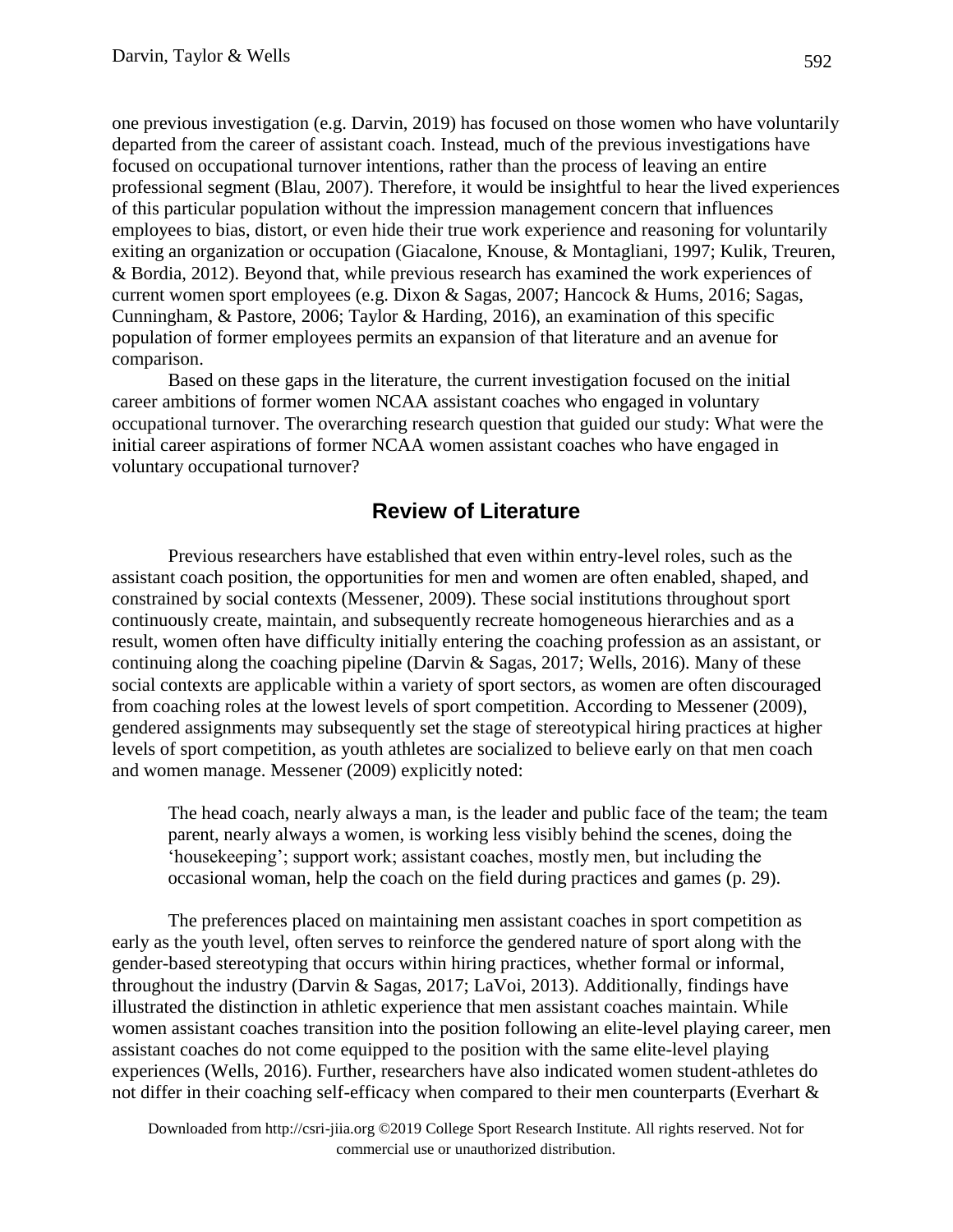one previous investigation (e.g. Darvin, 2019) has focused on those women who have voluntarily departed from the career of assistant coach. Instead, much of the previous investigations have focused on occupational turnover intentions, rather than the process of leaving an entire professional segment (Blau, 2007). Therefore, it would be insightful to hear the lived experiences of this particular population without the impression management concern that influences employees to bias, distort, or even hide their true work experience and reasoning for voluntarily exiting an organization or occupation (Giacalone, Knouse, & Montagliani, 1997; Kulik, Treuren, & Bordia, 2012). Beyond that, while previous research has examined the work experiences of current women sport employees (e.g. Dixon & Sagas, 2007; Hancock & Hums, 2016; Sagas, Cunningham, & Pastore, 2006; Taylor & Harding, 2016), an examination of this specific population of former employees permits an expansion of that literature and an avenue for comparison.

Based on these gaps in the literature, the current investigation focused on the initial career ambitions of former women NCAA assistant coaches who engaged in voluntary occupational turnover. The overarching research question that guided our study: What were the initial career aspirations of former NCAA women assistant coaches who have engaged in voluntary occupational turnover?

## Review of Literature

Previous researchers have established that even within entry-level roles, such as the assistant coach position, the opportunities for men and women are often enabled, shaped, and constrained by social contexts (Messener, 2009). These social institutions throughout sport continuously create, maintain, and subsequently recreate homogeneous hierarchies and as a result, women often have difficulty initially entering the coaching profession as an assistant, or continuing along the coaching pipeline (Darvin & Sagas, 2017; Wells, 2016). Many of these social contexts are applicable within a variety of sport sectors, as women are often discouraged from coaching roles at the lowest levels of sport competition. According to Messener (2009), gendered assignments may subsequently set the stage of stereotypical hiring practices at higher levels of sport competition, as youth athletes are socialized to believe early on that men coach and women manage. Messener (2009) explicitly noted:

> The head coach, nearly always a man, is the leader and public face of the team; the team parent, nearly always a women, is working less visibly behind the scenes, doing the 'housekeeping'; support work; assistant coaches, mostly men, but including the occasional woman, help the coach on the field during practices and games (p. 29).

The preferences placed on maintaining men assistant coaches in sport competition as early as the youth level, often serves to reinforce the gendered nature of sport along with the gender-based stereotyping that occurs within hiring practices, whether formal or informal, throughout the industry (Darvin & Sagas, 2017; LaVoi, 2013). Additionally, findings have illustrated the distinction in athletic experience that men assistant coaches maintain. While women assistant coaches transition into the position following an elite-level playing career, men assistant coaches do not come equipped to the position with the same elite-level playing experiences (Wells, 2016). Further, researchers have also indicated women student-athletes do not differ in their coaching self-efficacy when compared to their men counterparts (Everhart &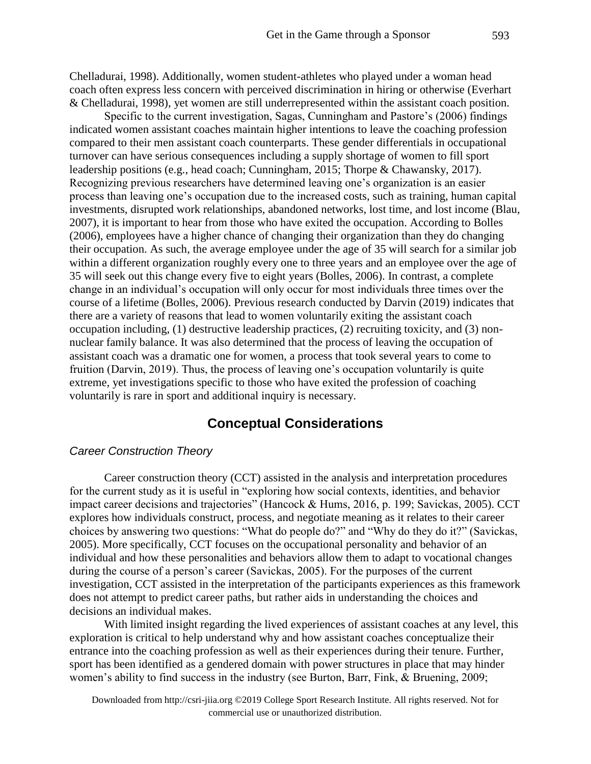Chelladurai, 1998). Additionally, women student-athletes who played under a woman head coach often express less concern with perceived discrimination in hiring or otherwise (Everhart & Chelladurai, 1998), yet women are still underrepresented within the assistant coach position.

Specific to the current investigation, Sagas, Cunningham and Pastore's (2006) findings indicated women assistant coaches maintain higher intentions to leave the coaching profession compared to their men assistant coach counterparts. These gender differentials in occupational turnover can have serious consequences including a supply shortage of women to fill sport leadership positions (e.g., head coach; Cunningham, 2015; Thorpe & Chawansky, 2017). Recognizing previous researchers have determined leaving one's organization is an easier process than leaving one's occupation due to the increased costs, such as training, human capital investments, disrupted work relationships, abandoned networks, lost time, and lost income (Blau, 2007), it is important to hear from those who have exited the occupation. According to Bolles (2006), employees have a higher chance of changing their organization than they do changing their occupation. As such, the average employee under the age of 35 will search for a similar job within a different organization roughly every one to three years and an employee over the age of 35 will seek out this change every five to eight years (Bolles, 2006). In contrast, a complete change in an individual's occupation will only occur for most individuals three times over the course of a lifetime (Bolles, 2006). Previous research conducted by Darvin (2019) indicates that there are a variety of reasons that lead to women voluntarily exiting the assistant coach occupation including, (1) destructive leadership practices, (2) recruiting toxicity, and (3) non-nuclear family balance. It was also determined that the process of leaving the occupation of assistant coach was a dramatic one for women, a process that took several years to come to fruition (Darvin, 2019). Thus, the process of leaving one's occupation voluntarily is quite extreme, yet investigations specific to those who have exited the profession of coaching voluntarily is rare in sport and additional inquiry is necessary.

## Conceptual Considerations

### *Career Construction Theory*

Career construction theory (CCT) assisted in the analysis and interpretation procedures for the current study as it is useful in "exploring how social contexts, identities, and behavior impact career decisions and trajectories" (Hancock & Hums, 2016, p. 199; Savickas, 2005). CCT explores how individuals construct, process, and negotiate meaning as it relates to their career choices by answering two questions: "What do people do?" and "Why do they do it?" (Savickas, 2005). More specifically, CCT focuses on the occupational personality and behavior of an individual and how these personalities and behaviors allow them to adapt to vocational changes during the course of a person's career (Savickas, 2005). For the purposes of the current investigation, CCT assisted in the interpretation of the participants experiences as this framework does not attempt to predict career paths, but rather aids in understanding the choices and decisions an individual makes.

With limited insight regarding the lived experiences of assistant coaches at any level, this exploration is critical to help understand why and how assistant coaches conceptualize their entrance into the coaching profession as well as their experiences during their tenure. Further, sport has been identified as a gendered domain with power structures in place that may hinder women's ability to find success in the industry (see Burton, Barr, Fink, & Bruening, 2009;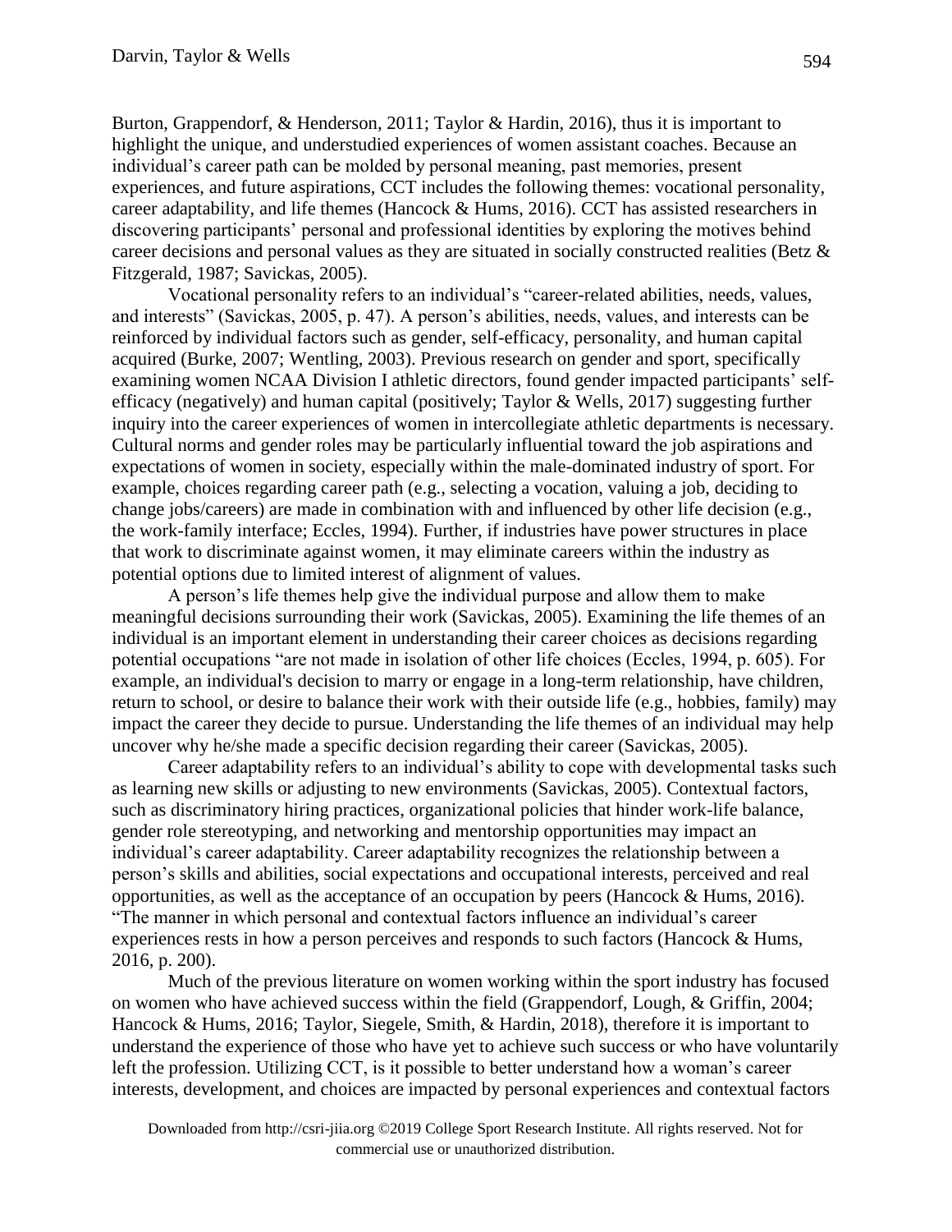Burton, Grappendorf, & Henderson, 2011; Taylor & Hardin, 2016), thus it is important to highlight the unique, and understudied experiences of women assistant coaches. Because an individual's career path can be molded by personal meaning, past memories, present experiences, and future aspirations, CCT includes the following themes: vocational personality, career adaptability, and life themes (Hancock & Hums, 2016). CCT has assisted researchers in discovering participants' personal and professional identities by exploring the motives behind career decisions and personal values as they are situated in socially constructed realities (Betz & Fitzgerald, 1987; Savickas, 2005).

Vocational personality refers to an individual's "career-related abilities, needs, values, and interests" (Savickas, 2005, p. 47). A person's abilities, needs, values, and interests can be reinforced by individual factors such as gender, self-efficacy, personality, and human capital acquired (Burke, 2007; Wentling, 2003). Previous research on gender and sport, specifically examining women NCAA Division I athletic directors, found gender impacted participants' self-efficacy (negatively) and human capital (positively; Taylor & Wells, 2017) suggesting further inquiry into the career experiences of women in intercollegiate athletic departments is necessary. Cultural norms and gender roles may be particularly influential toward the job aspirations and expectations of women in society, especially within the male-dominated industry of sport. For example, choices regarding career path (e.g., selecting a vocation, valuing a job, deciding to change jobs/careers) are made in combination with and influenced by other life decision (e.g., the work-family interface; Eccles, 1994). Further, if industries have power structures in place that work to discriminate against women, it may eliminate careers within the industry as potential options due to limited interest of alignment of values.

A person's life themes help give the individual purpose and allow them to make meaningful decisions surrounding their work (Savickas, 2005). Examining the life themes of an individual is an important element in understanding their career choices as decisions regarding potential occupations "are not made in isolation of other life choices (Eccles, 1994, p. 605). For example, an individual's decision to marry or engage in a long-term relationship, have children, return to school, or desire to balance their work with their outside life (e.g., hobbies, family) may impact the career they decide to pursue. Understanding the life themes of an individual may help uncover why he/she made a specific decision regarding their career (Savickas, 2005).

Career adaptability refers to an individual's ability to cope with developmental tasks such as learning new skills or adjusting to new environments (Savickas, 2005). Contextual factors, such as discriminatory hiring practices, organizational policies that hinder work-life balance, gender role stereotyping, and networking and mentorship opportunities may impact an individual's career adaptability. Career adaptability recognizes the relationship between a person's skills and abilities, social expectations and occupational interests, perceived and real opportunities, as well as the acceptance of an occupation by peers (Hancock & Hums, 2016). "The manner in which personal and contextual factors influence an individual's career experiences rests in how a person perceives and responds to such factors (Hancock & Hums, 2016, p. 200).

Much of the previous literature on women working within the sport industry has focused on women who have achieved success within the field (Grappendorf, Lough, & Griffin, 2004; Hancock & Hums, 2016; Taylor, Siegele, Smith, & Hardin, 2018), therefore it is important to understand the experience of those who have yet to achieve such success or who have voluntarily left the profession. Utilizing CCT, is it possible to better understand how a woman's career interests, development, and choices are impacted by personal experiences and contextual factors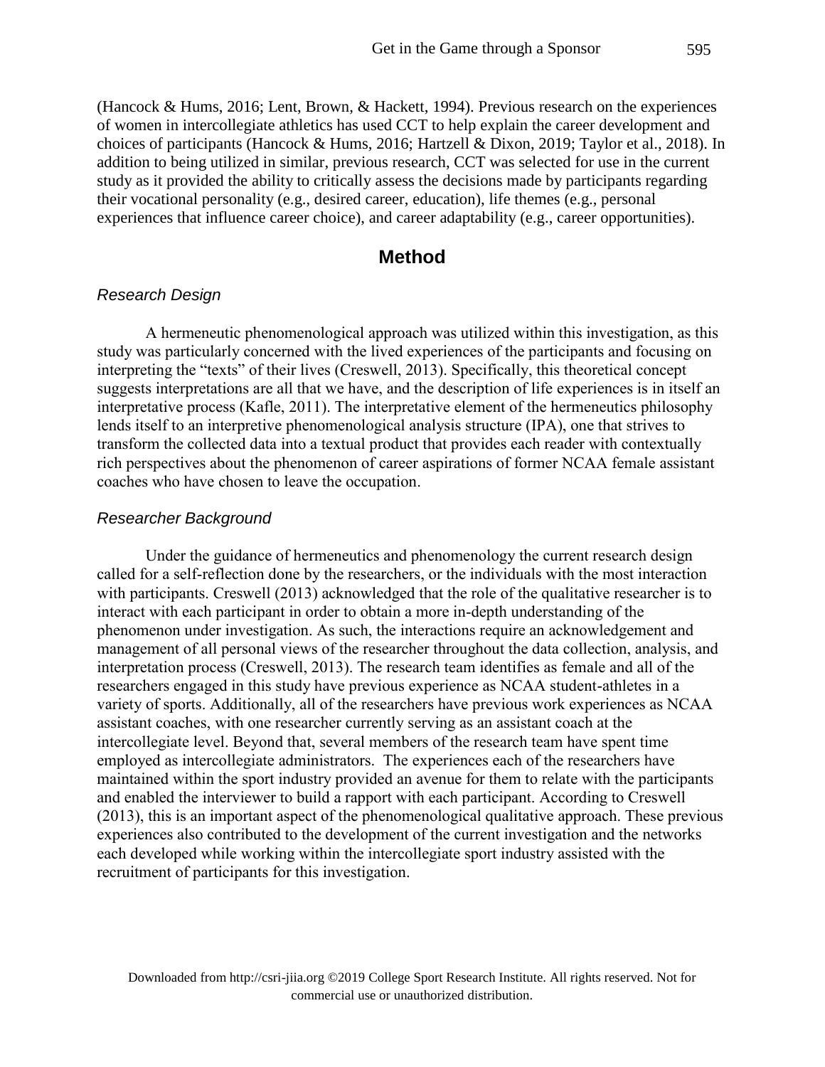(Hancock & Hums, 2016; Lent, Brown, & Hackett, 1994). Previous research on the experiences of women in intercollegiate athletics has used CCT to help explain the career development and choices of participants (Hancock & Hums, 2016; Hartzell & Dixon, 2019; Taylor et al., 2018). In addition to being utilized in similar, previous research, CCT was selected for use in the current study as it provided the ability to critically assess the decisions made by participants regarding their vocational personality (e.g., desired career, education), life themes (e.g., personal experiences that influence career choice), and career adaptability (e.g., career opportunities).

## Method

### *Research Design*

A hermeneutic phenomenological approach was utilized within this investigation, as this study was particularly concerned with the lived experiences of the participants and focusing on interpreting the "texts" of their lives (Creswell, 2013). Specifically, this theoretical concept suggests interpretations are all that we have, and the description of life experiences is in itself an interpretative process (Kafle, 2011). The interpretative element of the hermeneutics philosophy lends itself to an interpretive phenomenological analysis structure (IPA), one that strives to transform the collected data into a textual product that provides each reader with contextually rich perspectives about the phenomenon of career aspirations of former NCAA female assistant coaches who have chosen to leave the occupation.

### *Researcher Background*

Under the guidance of hermeneutics and phenomenology the current research design called for a self-reflection done by the researchers, or the individuals with the most interaction with participants. Creswell (2013) acknowledged that the role of the qualitative researcher is to interact with each participant in order to obtain a more in-depth understanding of the phenomenon under investigation. As such, the interactions require an acknowledgement and management of all personal views of the researcher throughout the data collection, analysis, and interpretation process (Creswell, 2013). The research team identifies as female and all of the researchers engaged in this study have previous experience as NCAA student-athletes in a variety of sports. Additionally, all of the researchers have previous work experiences as NCAA assistant coaches, with one researcher currently serving as an assistant coach at the intercollegiate level. Beyond that, several members of the research team have spent time employed as intercollegiate administrators. The experiences each of the researchers have maintained within the sport industry provided an avenue for them to relate with the participants and enabled the interviewer to build a rapport with each participant. According to Creswell (2013), this is an important aspect of the phenomenological qualitative approach. These previous experiences also contributed to the development of the current investigation and the networks each developed while working within the intercollegiate sport industry assisted with the recruitment of participants for this investigation.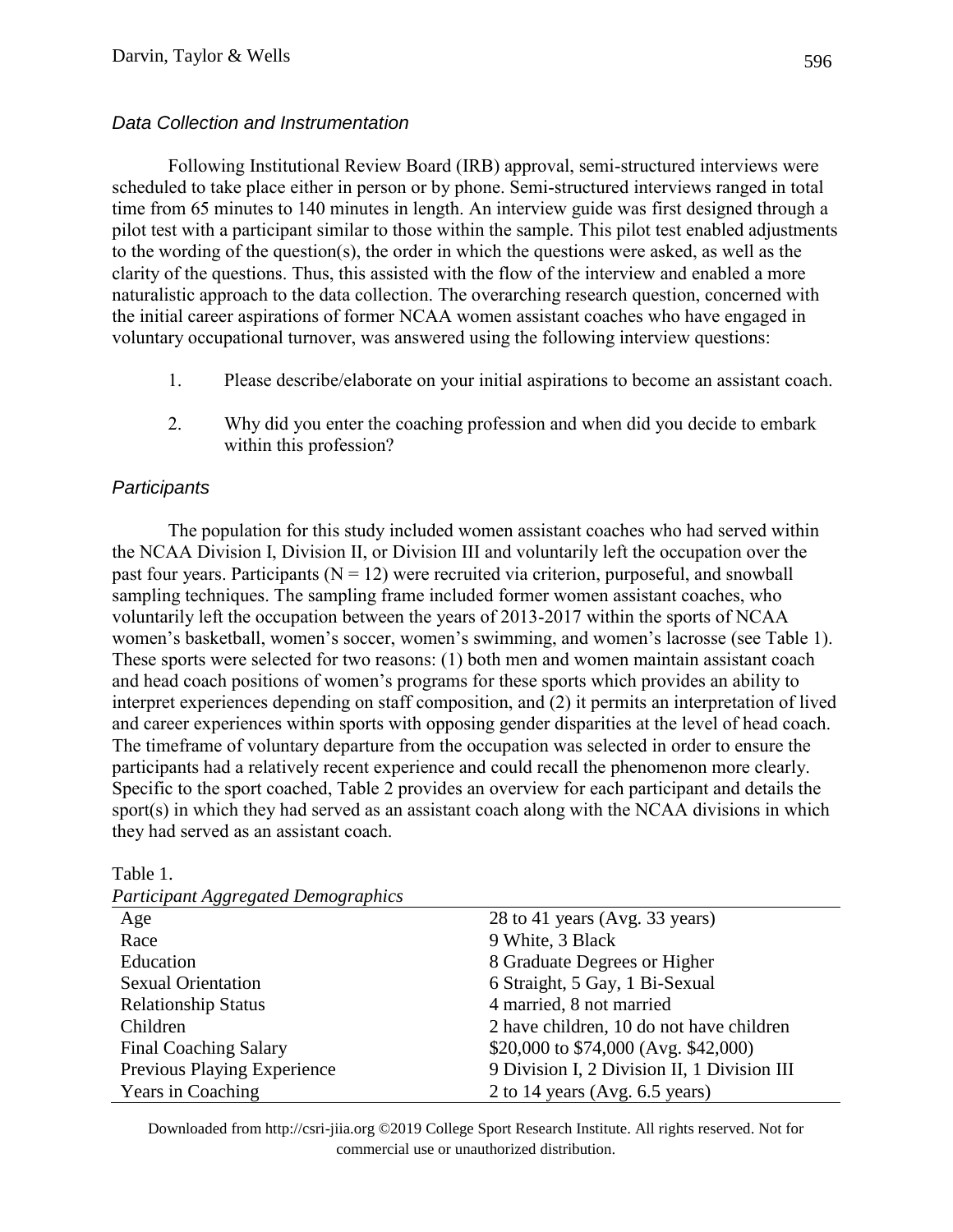### *Data Collection and Instrumentation*

Following Institutional Review Board (IRB) approval, semi-structured interviews were scheduled to take place either in person or by phone. Semi-structured interviews ranged in total time from 65 minutes to 140 minutes in length. An interview guide was first designed through a pilot test with a participant similar to those within the sample. This pilot test enabled adjustments to the wording of the question(s), the order in which the questions were asked, as well as the clarity of the questions. Thus, this assisted with the flow of the interview and enabled a more naturalistic approach to the data collection. The overarching research question, concerned with the initial career aspirations of former NCAA women assistant coaches who have engaged in voluntary occupational turnover, was answered using the following interview questions:

1. Please describe/elaborate on your initial aspirations to become an assistant coach.
2. Why did you enter the coaching profession and when did you decide to embark within this profession?

### *Participants*

The population for this study included women assistant coaches who had served within the NCAA Division I, Division II, or Division III and voluntarily left the occupation over the past four years. Participants (N = 12) were recruited via criterion, purposeful, and snowball sampling techniques. The sampling frame included former women assistant coaches, who voluntarily left the occupation between the years of 2013-2017 within the sports of NCAA women's basketball, women's soccer, women's swimming, and women's lacrosse (see Table 1). These sports were selected for two reasons: (1) both men and women maintain assistant coach and head coach positions of women's programs for these sports which provides an ability to interpret experiences depending on staff composition, and (2) it permits an interpretation of lived and career experiences within sports with opposing gender disparities at the level of head coach. The timeframe of voluntary departure from the occupation was selected in order to ensure the participants had a relatively recent experience and could recall the phenomenon more clearly. Specific to the sport coached, Table 2 provides an overview for each participant and details the sport(s) in which they had served as an assistant coach along with the NCAA divisions in which they had served as an assistant coach.

Table 1.
*Participant Aggregated Demographics*

| | |
|---|---|
| Age | 28 to 41 years (Avg. 33 years) |
| Race | 9 White, 3 Black |
| Education | 8 Graduate Degrees or Higher |
| Sexual Orientation | 6 Straight, 5 Gay, 1 Bi-Sexual |
| Relationship Status | 4 married, 8 not married |
| Children | 2 have children, 10 do not have children |
| Final Coaching Salary | $20,000 to $74,000 (Avg. $42,000) |
| Previous Playing Experience | 9 Division I, 2 Division II, 1 Division III |
| Years in Coaching | 2 to 14 years (Avg. 6.5 years) |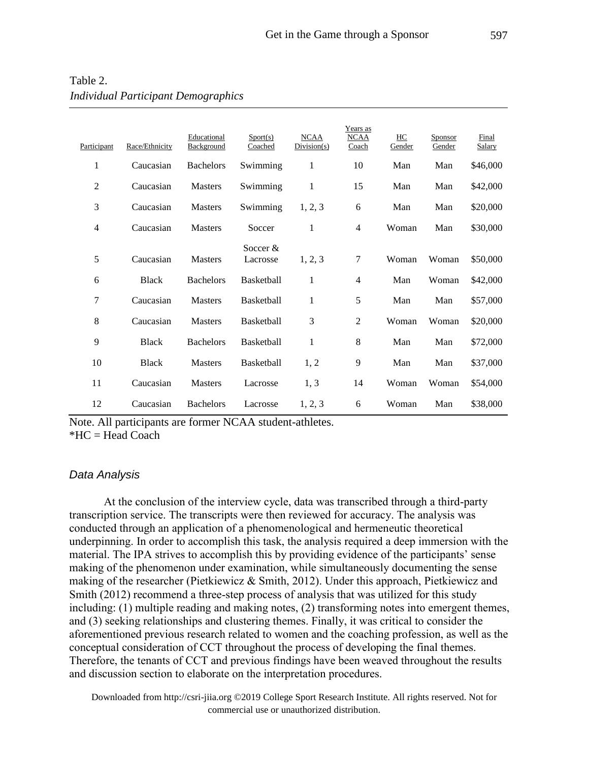Table 2.
*Individual Participant Demographics*

| Participant | Race/Ethnicity | Educational Background | Sport(s) Coached | NCAA Division(s) | Years as NCAA Coach | HC Gender | Sponsor Gender | Final Salary |
|---|---|---|---|---|---|---|---|---|
| 1 | Caucasian | Bachelors | Swimming | 1 | 10 | Man | Man | $46,000 |
| 2 | Caucasian | Masters | Swimming | 1 | 15 | Man | Man | $42,000 |
| 3 | Caucasian | Masters | Swimming | 1, 2, 3 | 6 | Man | Man | $20,000 |
| 4 | Caucasian | Masters | Soccer | 1 | 4 | Woman | Man | $30,000 |
| 5 | Caucasian | Masters | Soccer & Lacrosse | 1, 2, 3 | 7 | Woman | Woman | $50,000 |
| 6 | Black | Bachelors | Basketball | 1 | 4 | Man | Woman | $42,000 |
| 7 | Caucasian | Masters | Basketball | 1 | 5 | Man | Man | $57,000 |
| 8 | Caucasian | Masters | Basketball | 3 | 2 | Woman | Woman | $20,000 |
| 9 | Black | Bachelors | Basketball | 1 | 8 | Man | Man | $72,000 |
| 10 | Black | Masters | Basketball | 1, 2 | 9 | Man | Man | $37,000 |
| 11 | Caucasian | Masters | Lacrosse | 1, 3 | 14 | Woman | Woman | $54,000 |
| 12 | Caucasian | Bachelors | Lacrosse | 1, 2, 3 | 6 | Woman | Man | $38,000 |

Note. All participants are former NCAA student-athletes.
*HC = Head Coach

### *Data Analysis*

At the conclusion of the interview cycle, data was transcribed through a third-party transcription service. The transcripts were then reviewed for accuracy. The analysis was conducted through an application of a phenomenological and hermeneutic theoretical underpinning. In order to accomplish this task, the analysis required a deep immersion with the material. The IPA strives to accomplish this by providing evidence of the participants' sense making of the phenomenon under examination, while simultaneously documenting the sense making of the researcher (Pietkiewicz & Smith, 2012). Under this approach, Pietkiewicz and Smith (2012) recommend a three-step process of analysis that was utilized for this study including: (1) multiple reading and making notes, (2) transforming notes into emergent themes, and (3) seeking relationships and clustering themes. Finally, it was critical to consider the aforementioned previous research related to women and the coaching profession, as well as the conceptual consideration of CCT throughout the process of developing the final themes. Therefore, the tenants of CCT and previous findings have been weaved throughout the results and discussion section to elaborate on the interpretation procedures.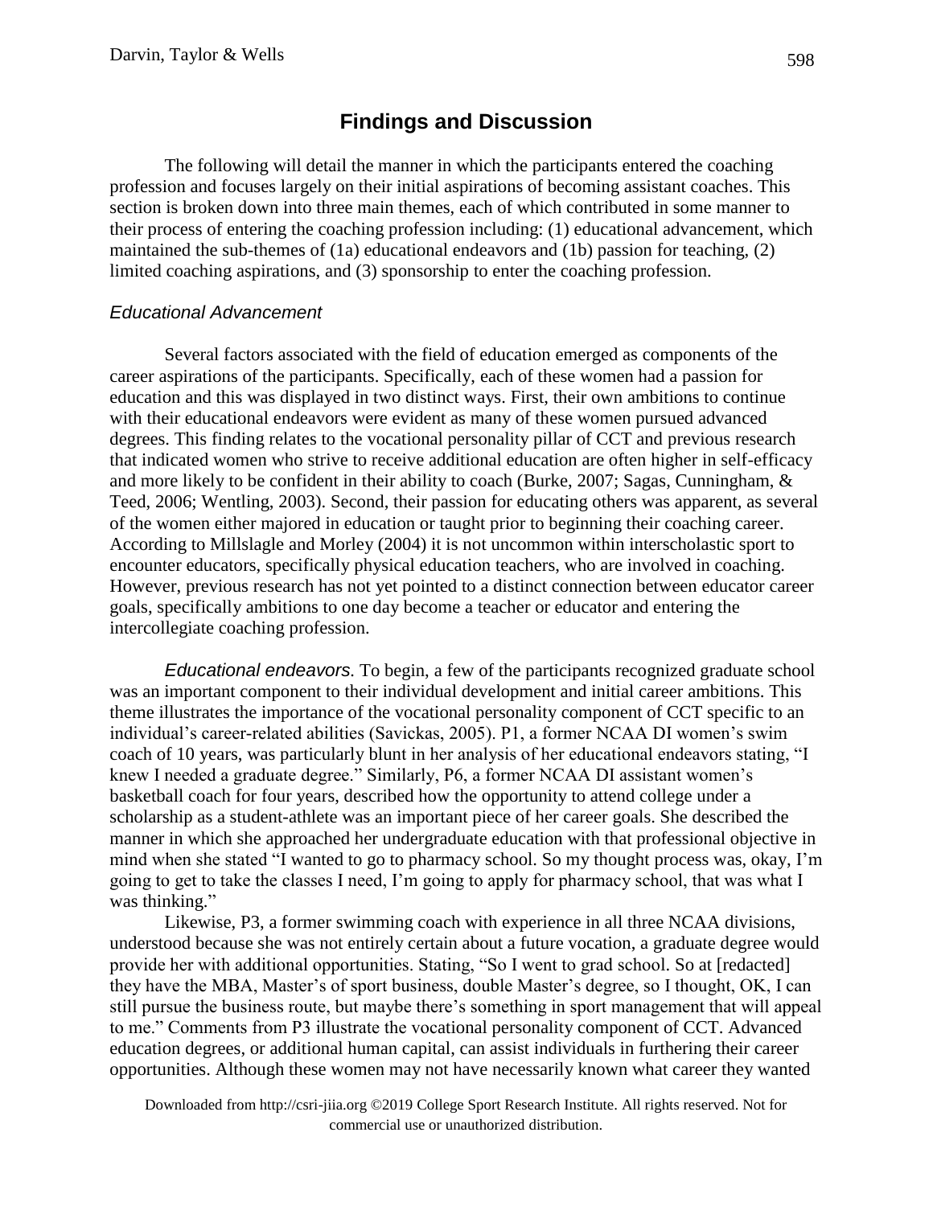## Findings and Discussion

The following will detail the manner in which the participants entered the coaching profession and focuses largely on their initial aspirations of becoming assistant coaches. This section is broken down into three main themes, each of which contributed in some manner to their process of entering the coaching profession including: (1) educational advancement, which maintained the sub-themes of (1a) educational endeavors and (1b) passion for teaching, (2) limited coaching aspirations, and (3) sponsorship to enter the coaching profession.

### *Educational Advancement*

Several factors associated with the field of education emerged as components of the career aspirations of the participants. Specifically, each of these women had a passion for education and this was displayed in two distinct ways. First, their own ambitions to continue with their educational endeavors were evident as many of these women pursued advanced degrees. This finding relates to the vocational personality pillar of CCT and previous research that indicated women who strive to receive additional education are often higher in self-efficacy and more likely to be confident in their ability to coach (Burke, 2007; Sagas, Cunningham, & Teed, 2006; Wentling, 2003). Second, their passion for educating others was apparent, as several of the women either majored in education or taught prior to beginning their coaching career. According to Millslagle and Morley (2004) it is not uncommon within interscholastic sport to encounter educators, specifically physical education teachers, who are involved in coaching. However, previous research has not yet pointed to a distinct connection between educator career goals, specifically ambitions to one day become a teacher or educator and entering the intercollegiate coaching profession.

*Educational endeavors.* To begin, a few of the participants recognized graduate school was an important component to their individual development and initial career ambitions. This theme illustrates the importance of the vocational personality component of CCT specific to an individual's career-related abilities (Savickas, 2005). P1, a former NCAA DI women's swim coach of 10 years, was particularly blunt in her analysis of her educational endeavors stating, "I knew I needed a graduate degree." Similarly, P6, a former NCAA DI assistant women's basketball coach for four years, described how the opportunity to attend college under a scholarship as a student-athlete was an important piece of her career goals. She described the manner in which she approached her undergraduate education with that professional objective in mind when she stated "I wanted to go to pharmacy school. So my thought process was, okay, I'm going to get to take the classes I need, I'm going to apply for pharmacy school, that was what I was thinking."

Likewise, P3, a former swimming coach with experience in all three NCAA divisions, understood because she was not entirely certain about a future vocation, a graduate degree would provide her with additional opportunities. Stating, "So I went to grad school. So at [redacted] they have the MBA, Master's of sport business, double Master's degree, so I thought, OK, I can still pursue the business route, but maybe there's something in sport management that will appeal to me." Comments from P3 illustrate the vocational personality component of CCT. Advanced education degrees, or additional human capital, can assist individuals in furthering their career opportunities. Although these women may not have necessarily known what career they wanted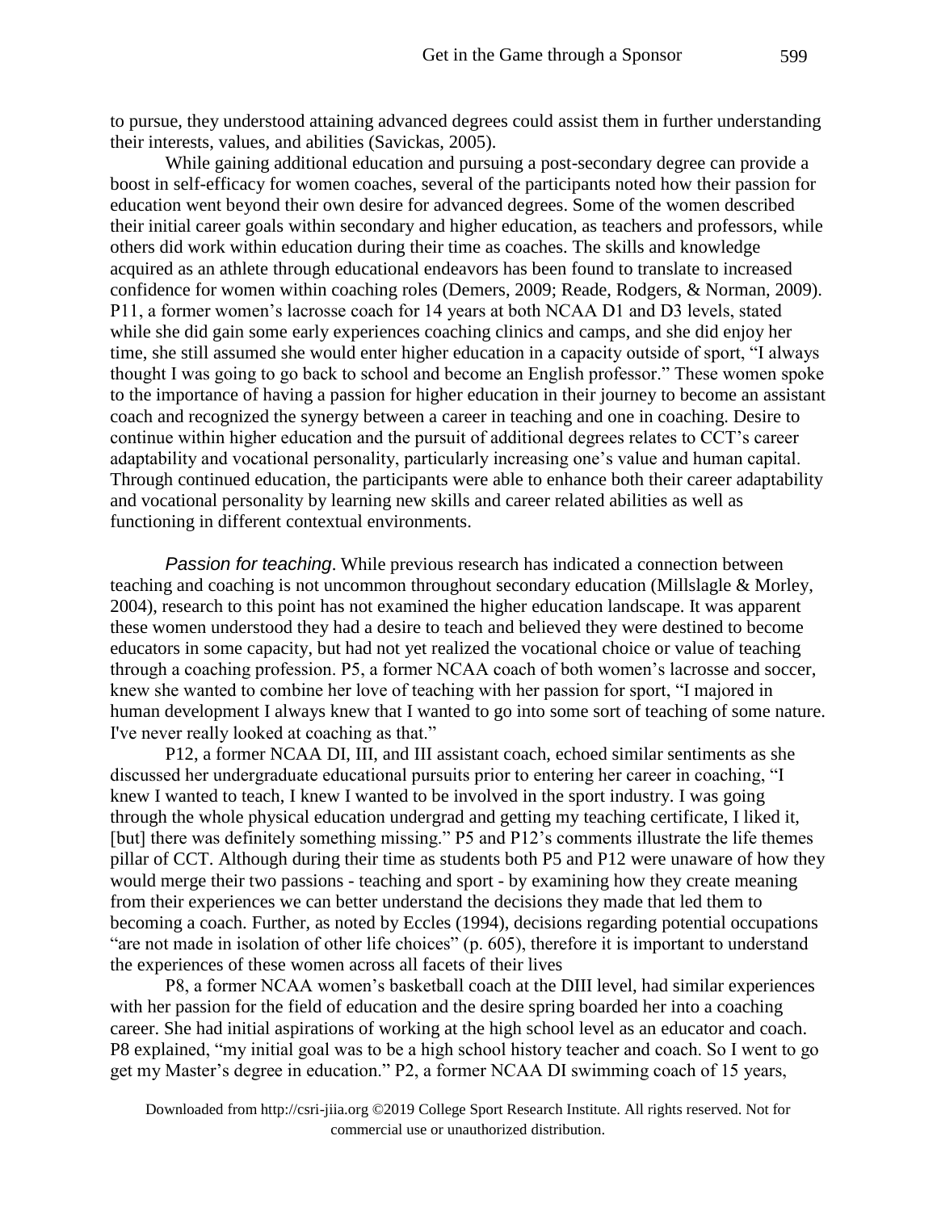to pursue, they understood attaining advanced degrees could assist them in further understanding their interests, values, and abilities (Savickas, 2005).

While gaining additional education and pursuing a post-secondary degree can provide a boost in self-efficacy for women coaches, several of the participants noted how their passion for education went beyond their own desire for advanced degrees. Some of the women described their initial career goals within secondary and higher education, as teachers and professors, while others did work within education during their time as coaches. The skills and knowledge acquired as an athlete through educational endeavors has been found to translate to increased confidence for women within coaching roles (Demers, 2009; Reade, Rodgers, & Norman, 2009). P11, a former women's lacrosse coach for 14 years at both NCAA D1 and D3 levels, stated while she did gain some early experiences coaching clinics and camps, and she did enjoy her time, she still assumed she would enter higher education in a capacity outside of sport, "I always thought I was going to go back to school and become an English professor." These women spoke to the importance of having a passion for higher education in their journey to become an assistant coach and recognized the synergy between a career in teaching and one in coaching. Desire to continue within higher education and the pursuit of additional degrees relates to CCT's career adaptability and vocational personality, particularly increasing one's value and human capital. Through continued education, the participants were able to enhance both their career adaptability and vocational personality by learning new skills and career related abilities as well as functioning in different contextual environments.

*Passion for teaching*. While previous research has indicated a connection between teaching and coaching is not uncommon throughout secondary education (Millslagle & Morley, 2004), research to this point has not examined the higher education landscape. It was apparent these women understood they had a desire to teach and believed they were destined to become educators in some capacity, but had not yet realized the vocational choice or value of teaching through a coaching profession. P5, a former NCAA coach of both women's lacrosse and soccer, knew she wanted to combine her love of teaching with her passion for sport, "I majored in human development I always knew that I wanted to go into some sort of teaching of some nature. I've never really looked at coaching as that."

P12, a former NCAA DI, III, and III assistant coach, echoed similar sentiments as she discussed her undergraduate educational pursuits prior to entering her career in coaching, "I knew I wanted to teach, I knew I wanted to be involved in the sport industry. I was going through the whole physical education undergrad and getting my teaching certificate, I liked it, [but] there was definitely something missing." P5 and P12's comments illustrate the life themes pillar of CCT. Although during their time as students both P5 and P12 were unaware of how they would merge their two passions - teaching and sport - by examining how they create meaning from their experiences we can better understand the decisions they made that led them to becoming a coach. Further, as noted by Eccles (1994), decisions regarding potential occupations "are not made in isolation of other life choices" (p. 605), therefore it is important to understand the experiences of these women across all facets of their lives

P8, a former NCAA women's basketball coach at the DIII level, had similar experiences with her passion for the field of education and the desire spring boarded her into a coaching career. She had initial aspirations of working at the high school level as an educator and coach. P8 explained, "my initial goal was to be a high school history teacher and coach. So I went to go get my Master's degree in education." P2, a former NCAA DI swimming coach of 15 years,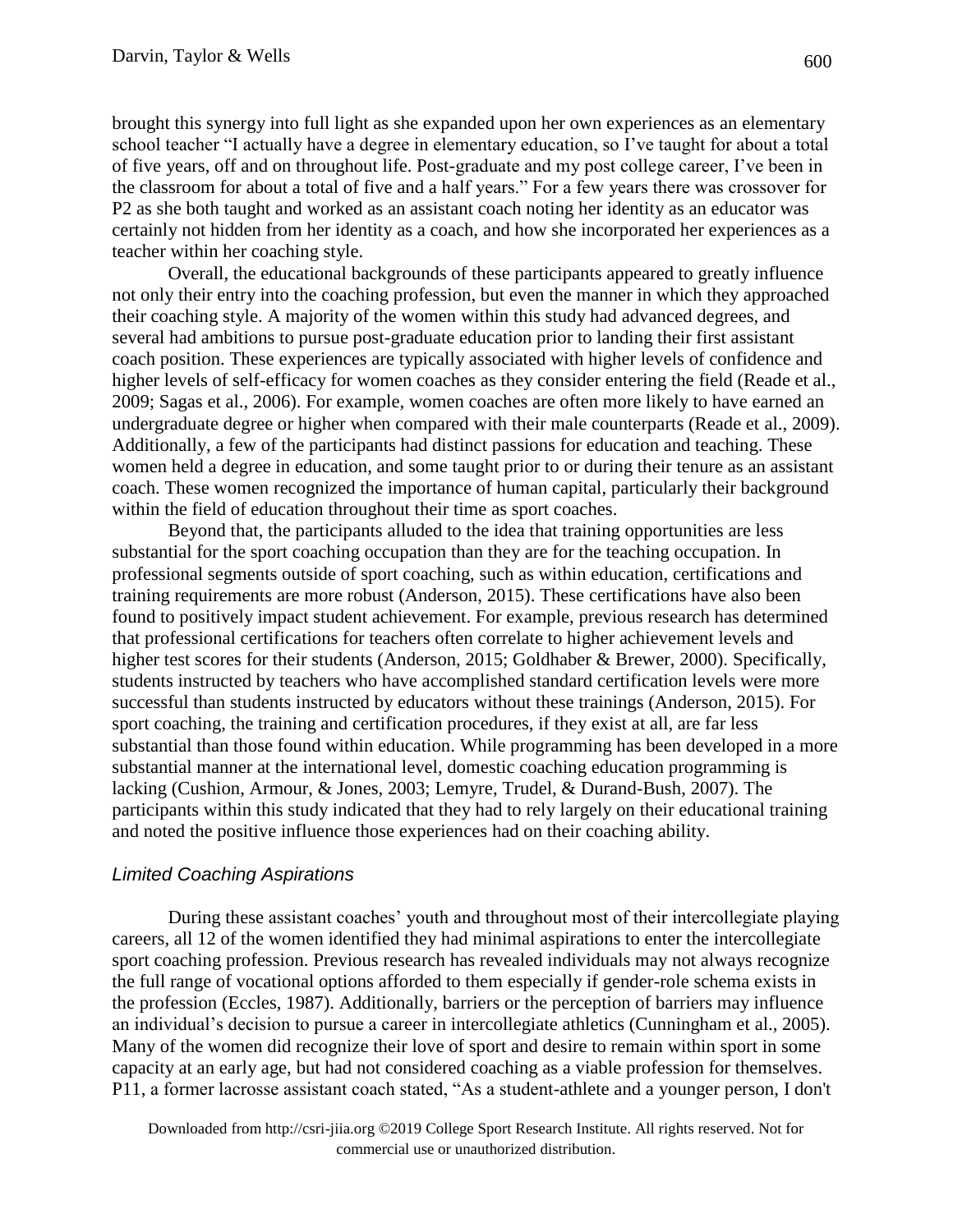brought this synergy into full light as she expanded upon her own experiences as an elementary school teacher "I actually have a degree in elementary education, so I've taught for about a total of five years, off and on throughout life. Post-graduate and my post college career, I've been in the classroom for about a total of five and a half years." For a few years there was crossover for P2 as she both taught and worked as an assistant coach noting her identity as an educator was certainly not hidden from her identity as a coach, and how she incorporated her experiences as a teacher within her coaching style.

Overall, the educational backgrounds of these participants appeared to greatly influence not only their entry into the coaching profession, but even the manner in which they approached their coaching style. A majority of the women within this study had advanced degrees, and several had ambitions to pursue post-graduate education prior to landing their first assistant coach position. These experiences are typically associated with higher levels of confidence and higher levels of self-efficacy for women coaches as they consider entering the field (Reade et al., 2009; Sagas et al., 2006). For example, women coaches are often more likely to have earned an undergraduate degree or higher when compared with their male counterparts (Reade et al., 2009). Additionally, a few of the participants had distinct passions for education and teaching. These women held a degree in education, and some taught prior to or during their tenure as an assistant coach. These women recognized the importance of human capital, particularly their background within the field of education throughout their time as sport coaches.

Beyond that, the participants alluded to the idea that training opportunities are less substantial for the sport coaching occupation than they are for the teaching occupation. In professional segments outside of sport coaching, such as within education, certifications and training requirements are more robust (Anderson, 2015). These certifications have also been found to positively impact student achievement. For example, previous research has determined that professional certifications for teachers often correlate to higher achievement levels and higher test scores for their students (Anderson, 2015; Goldhaber & Brewer, 2000). Specifically, students instructed by teachers who have accomplished standard certification levels were more successful than students instructed by educators without these trainings (Anderson, 2015). For sport coaching, the training and certification procedures, if they exist at all, are far less substantial than those found within education. While programming has been developed in a more substantial manner at the international level, domestic coaching education programming is lacking (Cushion, Armour, & Jones, 2003; Lemyre, Trudel, & Durand-Bush, 2007). The participants within this study indicated that they had to rely largely on their educational training and noted the positive influence those experiences had on their coaching ability.

### *Limited Coaching Aspirations*

During these assistant coaches' youth and throughout most of their intercollegiate playing careers, all 12 of the women identified they had minimal aspirations to enter the intercollegiate sport coaching profession. Previous research has revealed individuals may not always recognize the full range of vocational options afforded to them especially if gender-role schema exists in the profession (Eccles, 1987). Additionally, barriers or the perception of barriers may influence an individual's decision to pursue a career in intercollegiate athletics (Cunningham et al., 2005). Many of the women did recognize their love of sport and desire to remain within sport in some capacity at an early age, but had not considered coaching as a viable profession for themselves. P11, a former lacrosse assistant coach stated, "As a student-athlete and a younger person, I don't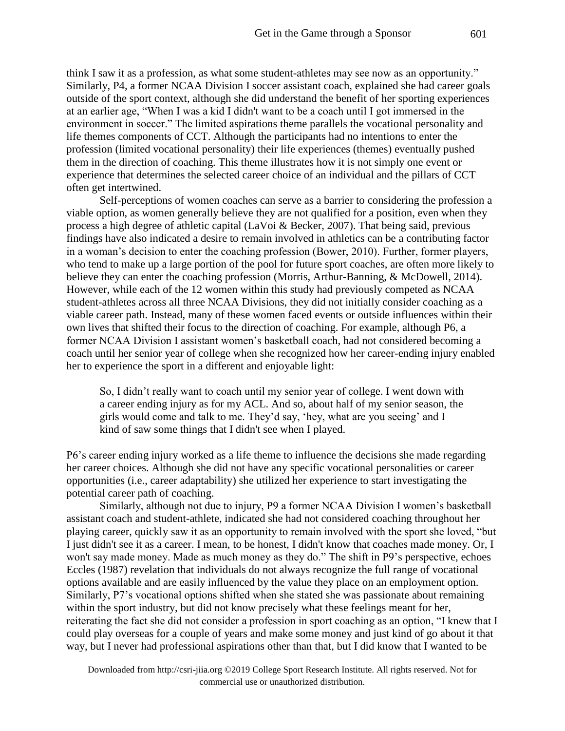think I saw it as a profession, as what some student-athletes may see now as an opportunity." Similarly, P4, a former NCAA Division I soccer assistant coach, explained she had career goals outside of the sport context, although she did understand the benefit of her sporting experiences at an earlier age, "When I was a kid I didn't want to be a coach until I got immersed in the environment in soccer." The limited aspirations theme parallels the vocational personality and life themes components of CCT. Although the participants had no intentions to enter the profession (limited vocational personality) their life experiences (themes) eventually pushed them in the direction of coaching. This theme illustrates how it is not simply one event or experience that determines the selected career choice of an individual and the pillars of CCT often get intertwined.

Self-perceptions of women coaches can serve as a barrier to considering the profession a viable option, as women generally believe they are not qualified for a position, even when they process a high degree of athletic capital (LaVoi & Becker, 2007). That being said, previous findings have also indicated a desire to remain involved in athletics can be a contributing factor in a woman's decision to enter the coaching profession (Bower, 2010). Further, former players, who tend to make up a large portion of the pool for future sport coaches, are often more likely to believe they can enter the coaching profession (Morris, Arthur-Banning, & McDowell, 2014). However, while each of the 12 women within this study had previously competed as NCAA student-athletes across all three NCAA Divisions, they did not initially consider coaching as a viable career path. Instead, many of these women faced events or outside influences within their own lives that shifted their focus to the direction of coaching. For example, although P6, a former NCAA Division I assistant women's basketball coach, had not considered becoming a coach until her senior year of college when she recognized how her career-ending injury enabled her to experience the sport in a different and enjoyable light:

> So, I didn't really want to coach until my senior year of college. I went down with a career ending injury as for my ACL. And so, about half of my senior season, the girls would come and talk to me. They'd say, 'hey, what are you seeing' and I kind of saw some things that I didn't see when I played.

P6's career ending injury worked as a life theme to influence the decisions she made regarding her career choices. Although she did not have any specific vocational personalities or career opportunities (i.e., career adaptability) she utilized her experience to start investigating the potential career path of coaching.

Similarly, although not due to injury, P9 a former NCAA Division I women's basketball assistant coach and student-athlete, indicated she had not considered coaching throughout her playing career, quickly saw it as an opportunity to remain involved with the sport she loved, "but I just didn't see it as a career. I mean, to be honest, I didn't know that coaches made money. Or, I won't say made money. Made as much money as they do." The shift in P9's perspective, echoes Eccles (1987) revelation that individuals do not always recognize the full range of vocational options available and are easily influenced by the value they place on an employment option. Similarly, P7's vocational options shifted when she stated she was passionate about remaining within the sport industry, but did not know precisely what these feelings meant for her, reiterating the fact she did not consider a profession in sport coaching as an option, "I knew that I could play overseas for a couple of years and make some money and just kind of go about it that way, but I never had professional aspirations other than that, but I did know that I wanted to be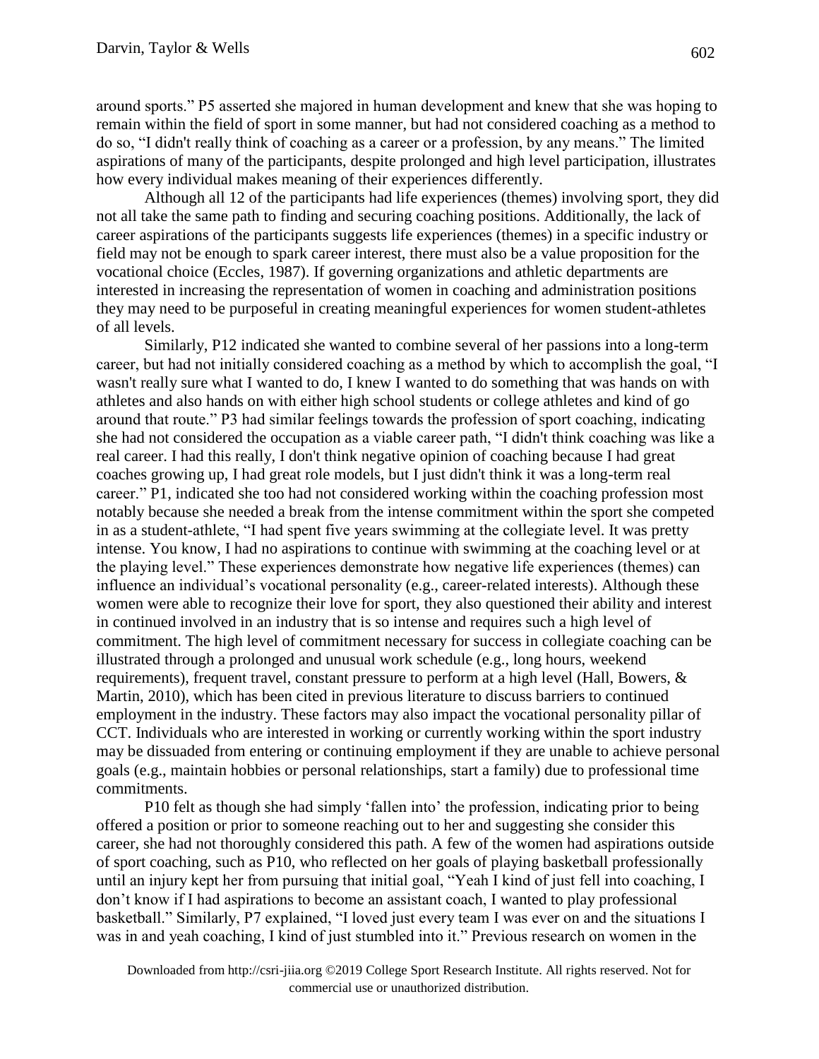around sports." P5 asserted she majored in human development and knew that she was hoping to remain within the field of sport in some manner, but had not considered coaching as a method to do so, "I didn't really think of coaching as a career or a profession, by any means." The limited aspirations of many of the participants, despite prolonged and high level participation, illustrates how every individual makes meaning of their experiences differently.

Although all 12 of the participants had life experiences (themes) involving sport, they did not all take the same path to finding and securing coaching positions. Additionally, the lack of career aspirations of the participants suggests life experiences (themes) in a specific industry or field may not be enough to spark career interest, there must also be a value proposition for the vocational choice (Eccles, 1987). If governing organizations and athletic departments are interested in increasing the representation of women in coaching and administration positions they may need to be purposeful in creating meaningful experiences for women student-athletes of all levels.

Similarly, P12 indicated she wanted to combine several of her passions into a long-term career, but had not initially considered coaching as a method by which to accomplish the goal, "I wasn't really sure what I wanted to do, I knew I wanted to do something that was hands on with athletes and also hands on with either high school students or college athletes and kind of go around that route." P3 had similar feelings towards the profession of sport coaching, indicating she had not considered the occupation as a viable career path, "I didn't think coaching was like a real career. I had this really, I don't think negative opinion of coaching because I had great coaches growing up, I had great role models, but I just didn't think it was a long-term real career." P1, indicated she too had not considered working within the coaching profession most notably because she needed a break from the intense commitment within the sport she competed in as a student-athlete, "I had spent five years swimming at the collegiate level. It was pretty intense. You know, I had no aspirations to continue with swimming at the coaching level or at the playing level." These experiences demonstrate how negative life experiences (themes) can influence an individual's vocational personality (e.g., career-related interests). Although these women were able to recognize their love for sport, they also questioned their ability and interest in continued involved in an industry that is so intense and requires such a high level of commitment. The high level of commitment necessary for success in collegiate coaching can be illustrated through a prolonged and unusual work schedule (e.g., long hours, weekend requirements), frequent travel, constant pressure to perform at a high level (Hall, Bowers, & Martin, 2010), which has been cited in previous literature to discuss barriers to continued employment in the industry. These factors may also impact the vocational personality pillar of CCT. Individuals who are interested in working or currently working within the sport industry may be dissuaded from entering or continuing employment if they are unable to achieve personal goals (e.g., maintain hobbies or personal relationships, start a family) due to professional time commitments.

P10 felt as though she had simply 'fallen into' the profession, indicating prior to being offered a position or prior to someone reaching out to her and suggesting she consider this career, she had not thoroughly considered this path. A few of the women had aspirations outside of sport coaching, such as P10, who reflected on her goals of playing basketball professionally until an injury kept her from pursuing that initial goal, "Yeah I kind of just fell into coaching, I don't know if I had aspirations to become an assistant coach, I wanted to play professional basketball." Similarly, P7 explained, "I loved just every team I was ever on and the situations I was in and yeah coaching, I kind of just stumbled into it." Previous research on women in the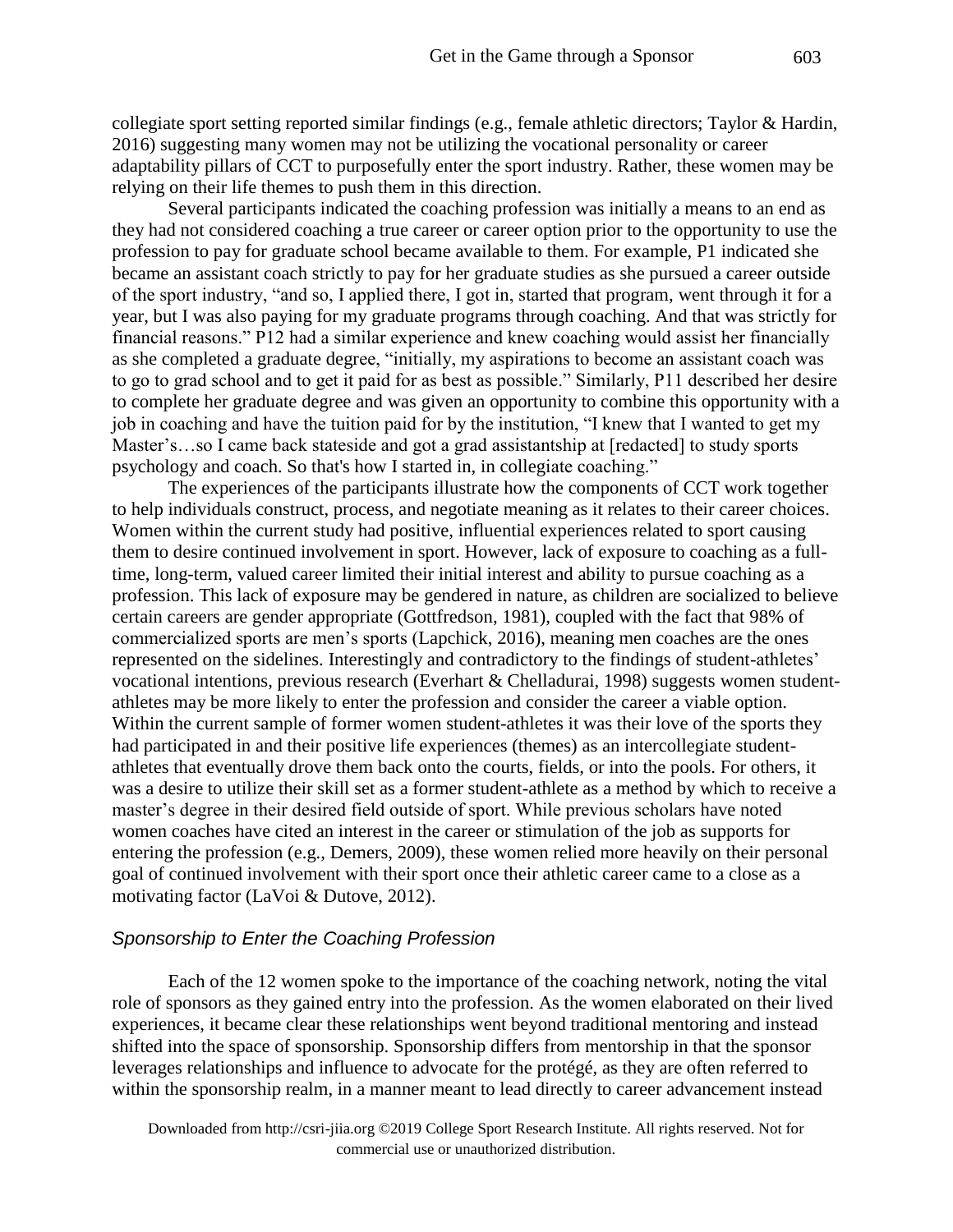collegiate sport setting reported similar findings (e.g., female athletic directors; Taylor & Hardin, 2016) suggesting many women may not be utilizing the vocational personality or career adaptability pillars of CCT to purposefully enter the sport industry. Rather, these women may be relying on their life themes to push them in this direction.

Several participants indicated the coaching profession was initially a means to an end as they had not considered coaching a true career or career option prior to the opportunity to use the profession to pay for graduate school became available to them. For example, P1 indicated she became an assistant coach strictly to pay for her graduate studies as she pursued a career outside of the sport industry, "and so, I applied there, I got in, started that program, went through it for a year, but I was also paying for my graduate programs through coaching. And that was strictly for financial reasons." P12 had a similar experience and knew coaching would assist her financially as she completed a graduate degree, "initially, my aspirations to become an assistant coach was to go to grad school and to get it paid for as best as possible." Similarly, P11 described her desire to complete her graduate degree and was given an opportunity to combine this opportunity with a job in coaching and have the tuition paid for by the institution, "I knew that I wanted to get my Master's…so I came back stateside and got a grad assistantship at [redacted] to study sports psychology and coach. So that's how I started in, in collegiate coaching."

The experiences of the participants illustrate how the components of CCT work together to help individuals construct, process, and negotiate meaning as it relates to their career choices. Women within the current study had positive, influential experiences related to sport causing them to desire continued involvement in sport. However, lack of exposure to coaching as a full-time, long-term, valued career limited their initial interest and ability to pursue coaching as a profession. This lack of exposure may be gendered in nature, as children are socialized to believe certain careers are gender appropriate (Gottfredson, 1981), coupled with the fact that 98% of commercialized sports are men's sports (Lapchick, 2016), meaning men coaches are the ones represented on the sidelines. Interestingly and contradictory to the findings of student-athletes' vocational intentions, previous research (Everhart & Chelladurai, 1998) suggests women student-athletes may be more likely to enter the profession and consider the career a viable option. Within the current sample of former women student-athletes it was their love of the sports they had participated in and their positive life experiences (themes) as an intercollegiate student-athletes that eventually drove them back onto the courts, fields, or into the pools. For others, it was a desire to utilize their skill set as a former student-athlete as a method by which to receive a master's degree in their desired field outside of sport. While previous scholars have noted women coaches have cited an interest in the career or stimulation of the job as supports for entering the profession (e.g., Demers, 2009), these women relied more heavily on their personal goal of continued involvement with their sport once their athletic career came to a close as a motivating factor (LaVoi & Dutove, 2012).

### *Sponsorship to Enter the Coaching Profession*

Each of the 12 women spoke to the importance of the coaching network, noting the vital role of sponsors as they gained entry into the profession. As the women elaborated on their lived experiences, it became clear these relationships went beyond traditional mentoring and instead shifted into the space of sponsorship. Sponsorship differs from mentorship in that the sponsor leverages relationships and influence to advocate for the protégé, as they are often referred to within the sponsorship realm, in a manner meant to lead directly to career advancement instead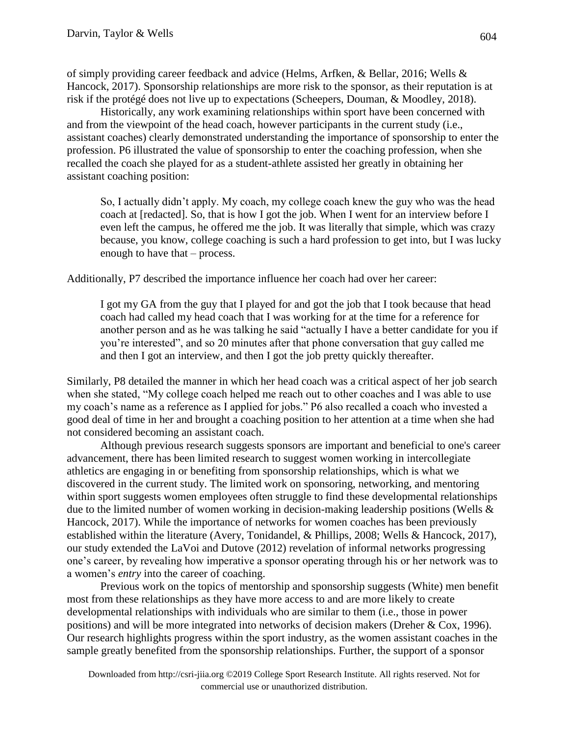of simply providing career feedback and advice (Helms, Arfken, & Bellar, 2016; Wells & Hancock, 2017). Sponsorship relationships are more risk to the sponsor, as their reputation is at risk if the protégé does not live up to expectations (Scheepers, Douman, & Moodley, 2018).

Historically, any work examining relationships within sport have been concerned with and from the viewpoint of the head coach, however participants in the current study (i.e., assistant coaches) clearly demonstrated understanding the importance of sponsorship to enter the profession. P6 illustrated the value of sponsorship to enter the coaching profession, when she recalled the coach she played for as a student-athlete assisted her greatly in obtaining her assistant coaching position:

> So, I actually didn't apply. My coach, my college coach knew the guy who was the head coach at [redacted]. So, that is how I got the job. When I went for an interview before I even left the campus, he offered me the job. It was literally that simple, which was crazy because, you know, college coaching is such a hard profession to get into, but I was lucky enough to have that – process.

Additionally, P7 described the importance influence her coach had over her career:

> I got my GA from the guy that I played for and got the job that I took because that head coach had called my head coach that I was working for at the time for a reference for another person and as he was talking he said "actually I have a better candidate for you if you're interested", and so 20 minutes after that phone conversation that guy called me and then I got an interview, and then I got the job pretty quickly thereafter.

Similarly, P8 detailed the manner in which her head coach was a critical aspect of her job search when she stated, "My college coach helped me reach out to other coaches and I was able to use my coach's name as a reference as I applied for jobs." P6 also recalled a coach who invested a good deal of time in her and brought a coaching position to her attention at a time when she had not considered becoming an assistant coach.

Although previous research suggests sponsors are important and beneficial to one's career advancement, there has been limited research to suggest women working in intercollegiate athletics are engaging in or benefiting from sponsorship relationships, which is what we discovered in the current study. The limited work on sponsoring, networking, and mentoring within sport suggests women employees often struggle to find these developmental relationships due to the limited number of women working in decision-making leadership positions (Wells & Hancock, 2017). While the importance of networks for women coaches has been previously established within the literature (Avery, Tonidandel, & Phillips, 2008; Wells & Hancock, 2017), our study extended the LaVoi and Dutove (2012) revelation of informal networks progressing one's career, by revealing how imperative a sponsor operating through his or her network was to a women's *entry* into the career of coaching.

Previous work on the topics of mentorship and sponsorship suggests (White) men benefit most from these relationships as they have more access to and are more likely to create developmental relationships with individuals who are similar to them (i.e., those in power positions) and will be more integrated into networks of decision makers (Dreher & Cox, 1996). Our research highlights progress within the sport industry, as the women assistant coaches in the sample greatly benefited from the sponsorship relationships. Further, the support of a sponsor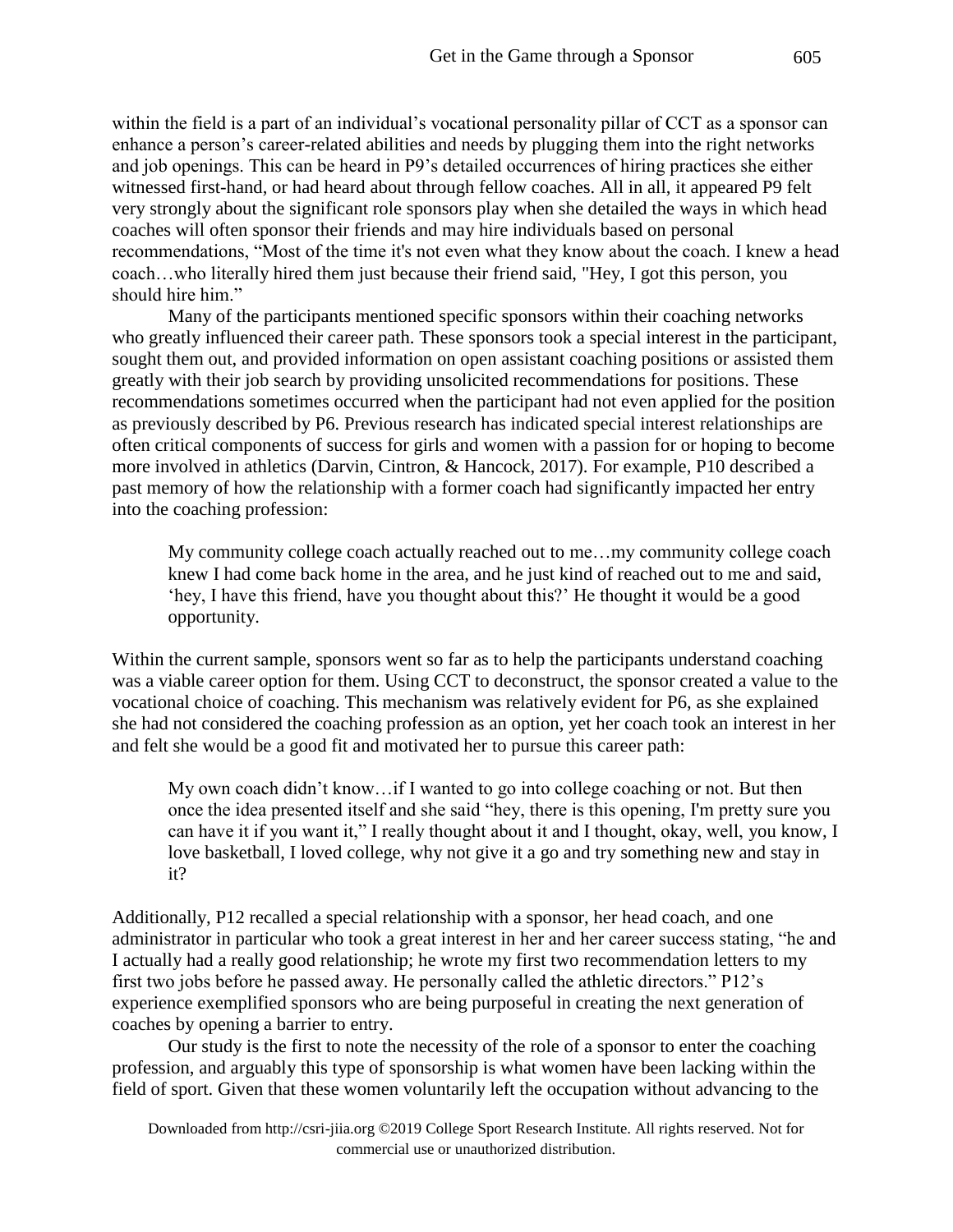within the field is a part of an individual's vocational personality pillar of CCT as a sponsor can enhance a person's career-related abilities and needs by plugging them into the right networks and job openings. This can be heard in P9's detailed occurrences of hiring practices she either witnessed first-hand, or had heard about through fellow coaches. All in all, it appeared P9 felt very strongly about the significant role sponsors play when she detailed the ways in which head coaches will often sponsor their friends and may hire individuals based on personal recommendations, "Most of the time it's not even what they know about the coach. I knew a head coach…who literally hired them just because their friend said, "Hey, I got this person, you should hire him."

Many of the participants mentioned specific sponsors within their coaching networks who greatly influenced their career path. These sponsors took a special interest in the participant, sought them out, and provided information on open assistant coaching positions or assisted them greatly with their job search by providing unsolicited recommendations for positions. These recommendations sometimes occurred when the participant had not even applied for the position as previously described by P6. Previous research has indicated special interest relationships are often critical components of success for girls and women with a passion for or hoping to become more involved in athletics (Darvin, Cintron, & Hancock, 2017). For example, P10 described a past memory of how the relationship with a former coach had significantly impacted her entry into the coaching profession:

> My community college coach actually reached out to me…my community college coach knew I had come back home in the area, and he just kind of reached out to me and said, 'hey, I have this friend, have you thought about this?' He thought it would be a good opportunity.

Within the current sample, sponsors went so far as to help the participants understand coaching was a viable career option for them. Using CCT to deconstruct, the sponsor created a value to the vocational choice of coaching. This mechanism was relatively evident for P6, as she explained she had not considered the coaching profession as an option, yet her coach took an interest in her and felt she would be a good fit and motivated her to pursue this career path:

> My own coach didn't know…if I wanted to go into college coaching or not. But then once the idea presented itself and she said "hey, there is this opening, I'm pretty sure you can have it if you want it," I really thought about it and I thought, okay, well, you know, I love basketball, I loved college, why not give it a go and try something new and stay in it?

Additionally, P12 recalled a special relationship with a sponsor, her head coach, and one administrator in particular who took a great interest in her and her career success stating, "he and I actually had a really good relationship; he wrote my first two recommendation letters to my first two jobs before he passed away. He personally called the athletic directors." P12's experience exemplified sponsors who are being purposeful in creating the next generation of coaches by opening a barrier to entry.

Our study is the first to note the necessity of the role of a sponsor to enter the coaching profession, and arguably this type of sponsorship is what women have been lacking within the field of sport. Given that these women voluntarily left the occupation without advancing to the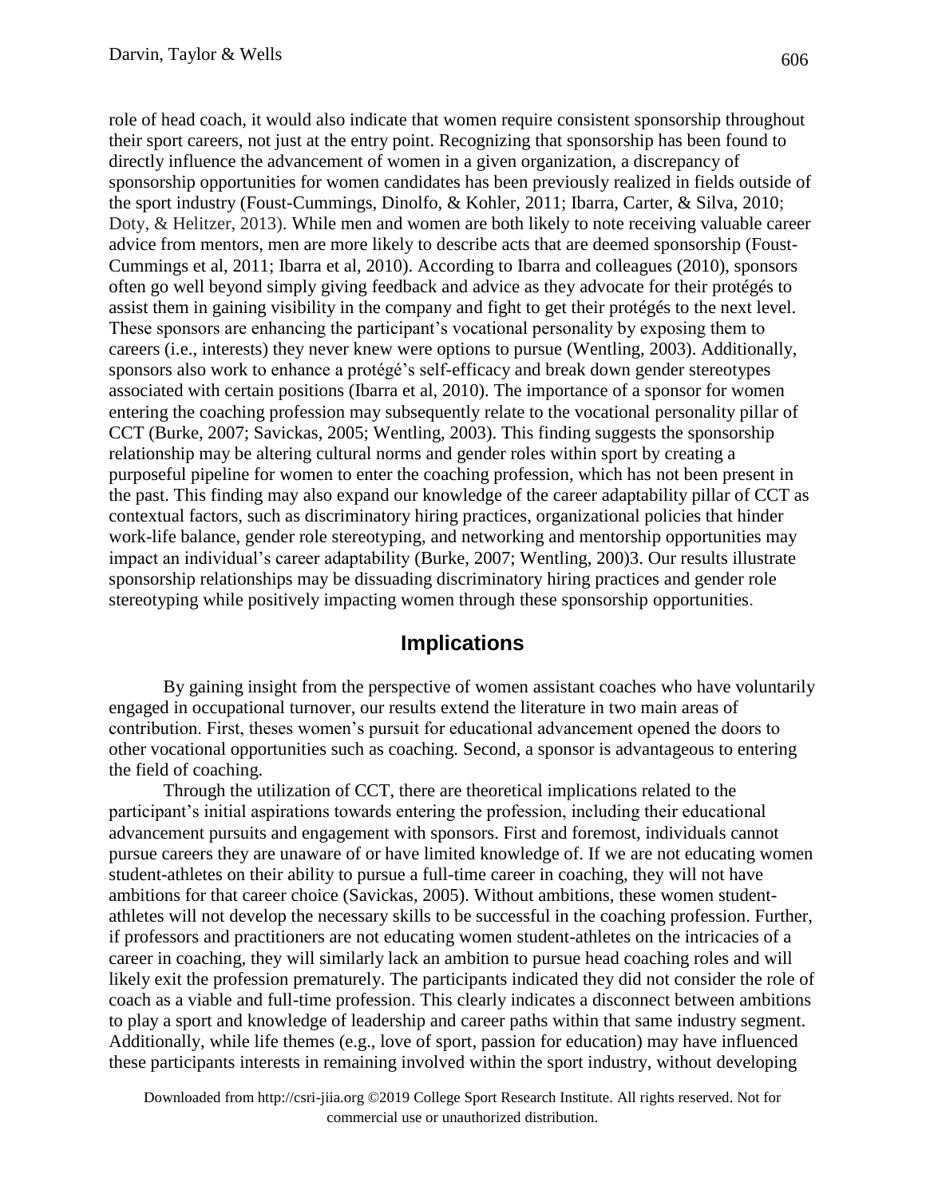role of head coach, it would also indicate that women require consistent sponsorship throughout their sport careers, not just at the entry point. Recognizing that sponsorship has been found to directly influence the advancement of women in a given organization, a discrepancy of sponsorship opportunities for women candidates has been previously realized in fields outside of the sport industry (Foust-Cummings, Dinolfo, & Kohler, 2011; Ibarra, Carter, & Silva, 2010; Doty, & Helitzer, 2013). While men and women are both likely to note receiving valuable career advice from mentors, men are more likely to describe acts that are deemed sponsorship (Foust-Cummings et al, 2011; Ibarra et al, 2010). According to Ibarra and colleagues (2010), sponsors often go well beyond simply giving feedback and advice as they advocate for their protégés to assist them in gaining visibility in the company and fight to get their protégés to the next level. These sponsors are enhancing the participant's vocational personality by exposing them to careers (i.e., interests) they never knew were options to pursue (Wentling, 2003). Additionally, sponsors also work to enhance a protégé's self-efficacy and break down gender stereotypes associated with certain positions (Ibarra et al, 2010). The importance of a sponsor for women entering the coaching profession may subsequently relate to the vocational personality pillar of CCT (Burke, 2007; Savickas, 2005; Wentling, 2003). This finding suggests the sponsorship relationship may be altering cultural norms and gender roles within sport by creating a purposeful pipeline for women to enter the coaching profession, which has not been present in the past. This finding may also expand our knowledge of the career adaptability pillar of CCT as contextual factors, such as discriminatory hiring practices, organizational policies that hinder work-life balance, gender role stereotyping, and networking and mentorship opportunities may impact an individual's career adaptability (Burke, 2007; Wentling, 200)3. Our results illustrate sponsorship relationships may be dissuading discriminatory hiring practices and gender role stereotyping while positively impacting women through these sponsorship opportunities.

## Implications

By gaining insight from the perspective of women assistant coaches who have voluntarily engaged in occupational turnover, our results extend the literature in two main areas of contribution. First, theses women's pursuit for educational advancement opened the doors to other vocational opportunities such as coaching. Second, a sponsor is advantageous to entering the field of coaching.

Through the utilization of CCT, there are theoretical implications related to the participant's initial aspirations towards entering the profession, including their educational advancement pursuits and engagement with sponsors. First and foremost, individuals cannot pursue careers they are unaware of or have limited knowledge of. If we are not educating women student-athletes on their ability to pursue a full-time career in coaching, they will not have ambitions for that career choice (Savickas, 2005). Without ambitions, these women student-athletes will not develop the necessary skills to be successful in the coaching profession. Further, if professors and practitioners are not educating women student-athletes on the intricacies of a career in coaching, they will similarly lack an ambition to pursue head coaching roles and will likely exit the profession prematurely. The participants indicated they did not consider the role of coach as a viable and full-time profession. This clearly indicates a disconnect between ambitions to play a sport and knowledge of leadership and career paths within that same industry segment. Additionally, while life themes (e.g., love of sport, passion for education) may have influenced these participants interests in remaining involved within the sport industry, without developing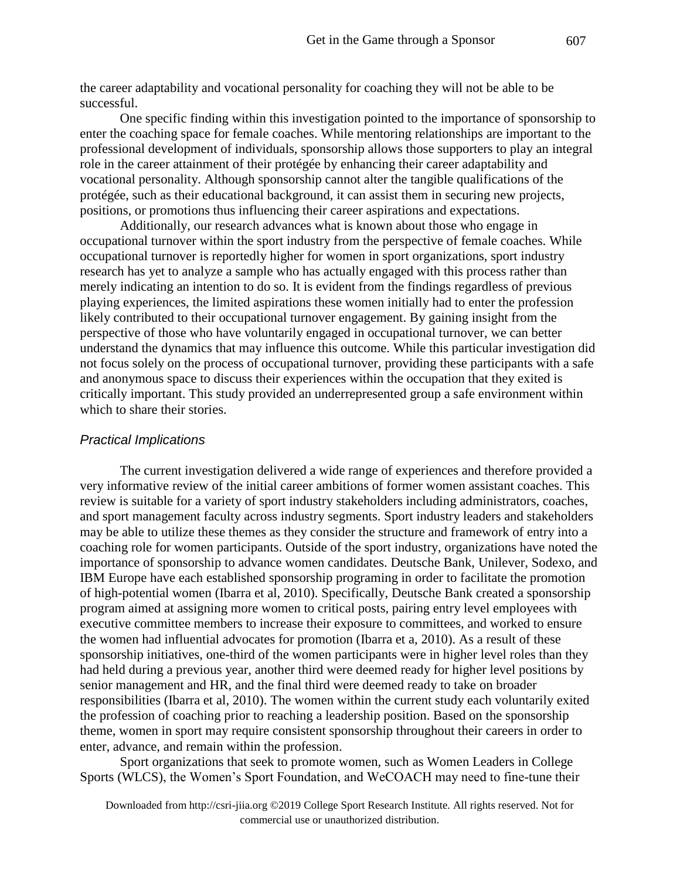the career adaptability and vocational personality for coaching they will not be able to be successful.

One specific finding within this investigation pointed to the importance of sponsorship to enter the coaching space for female coaches. While mentoring relationships are important to the professional development of individuals, sponsorship allows those supporters to play an integral role in the career attainment of their protégée by enhancing their career adaptability and vocational personality. Although sponsorship cannot alter the tangible qualifications of the protégée, such as their educational background, it can assist them in securing new projects, positions, or promotions thus influencing their career aspirations and expectations.

Additionally, our research advances what is known about those who engage in occupational turnover within the sport industry from the perspective of female coaches. While occupational turnover is reportedly higher for women in sport organizations, sport industry research has yet to analyze a sample who has actually engaged with this process rather than merely indicating an intention to do so. It is evident from the findings regardless of previous playing experiences, the limited aspirations these women initially had to enter the profession likely contributed to their occupational turnover engagement. By gaining insight from the perspective of those who have voluntarily engaged in occupational turnover, we can better understand the dynamics that may influence this outcome. While this particular investigation did not focus solely on the process of occupational turnover, providing these participants with a safe and anonymous space to discuss their experiences within the occupation that they exited is critically important. This study provided an underrepresented group a safe environment within which to share their stories.

### *Practical Implications*

The current investigation delivered a wide range of experiences and therefore provided a very informative review of the initial career ambitions of former women assistant coaches. This review is suitable for a variety of sport industry stakeholders including administrators, coaches, and sport management faculty across industry segments. Sport industry leaders and stakeholders may be able to utilize these themes as they consider the structure and framework of entry into a coaching role for women participants. Outside of the sport industry, organizations have noted the importance of sponsorship to advance women candidates. Deutsche Bank, Unilever, Sodexo, and IBM Europe have each established sponsorship programing in order to facilitate the promotion of high-potential women (Ibarra et al, 2010). Specifically, Deutsche Bank created a sponsorship program aimed at assigning more women to critical posts, pairing entry level employees with executive committee members to increase their exposure to committees, and worked to ensure the women had influential advocates for promotion (Ibarra et a, 2010). As a result of these sponsorship initiatives, one-third of the women participants were in higher level roles than they had held during a previous year, another third were deemed ready for higher level positions by senior management and HR, and the final third were deemed ready to take on broader responsibilities (Ibarra et al, 2010). The women within the current study each voluntarily exited the profession of coaching prior to reaching a leadership position. Based on the sponsorship theme, women in sport may require consistent sponsorship throughout their careers in order to enter, advance, and remain within the profession.

Sport organizations that seek to promote women, such as Women Leaders in College Sports (WLCS), the Women's Sport Foundation, and WeCOACH may need to fine-tune their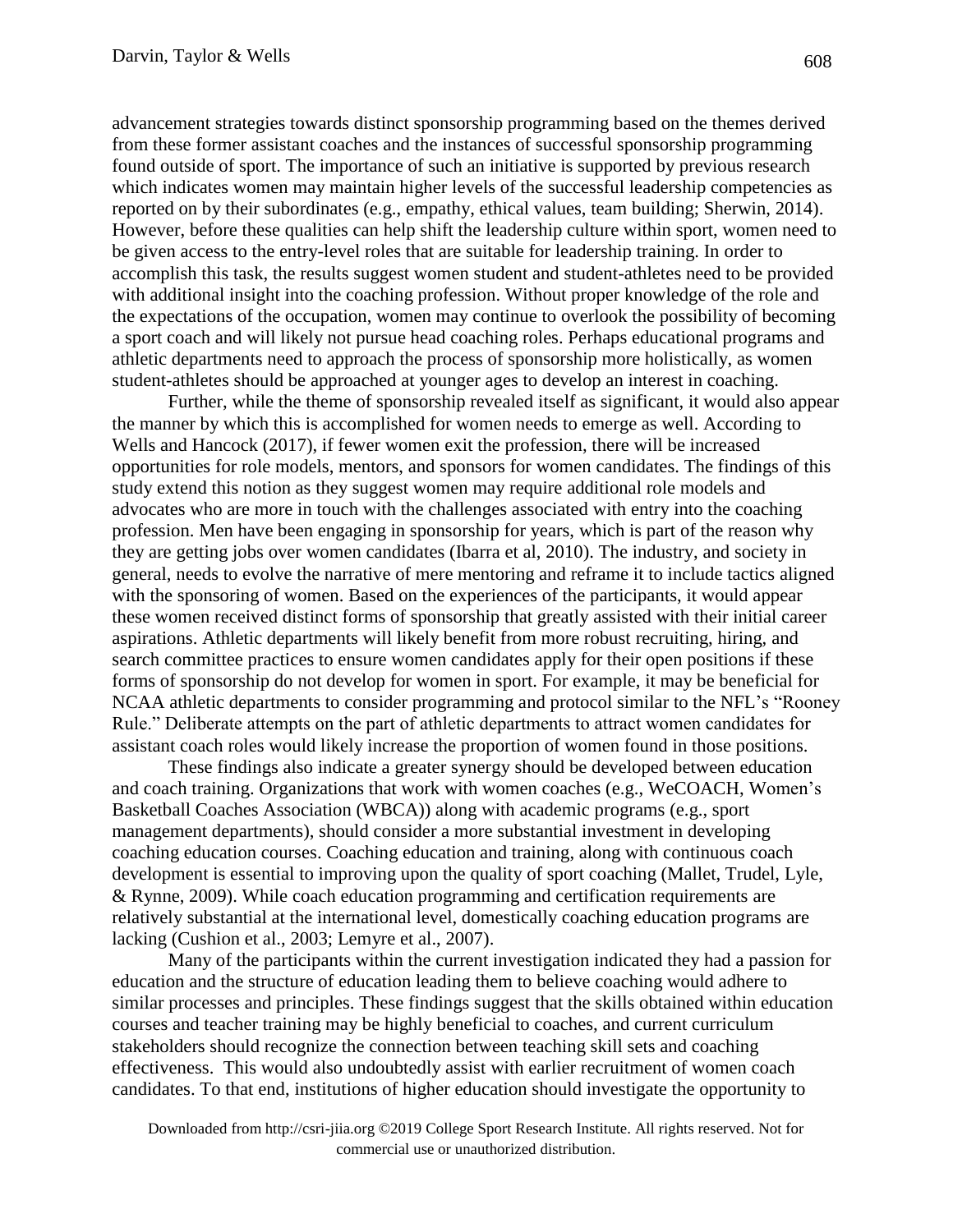advancement strategies towards distinct sponsorship programming based on the themes derived from these former assistant coaches and the instances of successful sponsorship programming found outside of sport. The importance of such an initiative is supported by previous research which indicates women may maintain higher levels of the successful leadership competencies as reported on by their subordinates (e.g., empathy, ethical values, team building; Sherwin, 2014). However, before these qualities can help shift the leadership culture within sport, women need to be given access to the entry-level roles that are suitable for leadership training. In order to accomplish this task, the results suggest women student and student-athletes need to be provided with additional insight into the coaching profession. Without proper knowledge of the role and the expectations of the occupation, women may continue to overlook the possibility of becoming a sport coach and will likely not pursue head coaching roles. Perhaps educational programs and athletic departments need to approach the process of sponsorship more holistically, as women student-athletes should be approached at younger ages to develop an interest in coaching.

Further, while the theme of sponsorship revealed itself as significant, it would also appear the manner by which this is accomplished for women needs to emerge as well. According to Wells and Hancock (2017), if fewer women exit the profession, there will be increased opportunities for role models, mentors, and sponsors for women candidates. The findings of this study extend this notion as they suggest women may require additional role models and advocates who are more in touch with the challenges associated with entry into the coaching profession. Men have been engaging in sponsorship for years, which is part of the reason why they are getting jobs over women candidates (Ibarra et al, 2010). The industry, and society in general, needs to evolve the narrative of mere mentoring and reframe it to include tactics aligned with the sponsoring of women. Based on the experiences of the participants, it would appear these women received distinct forms of sponsorship that greatly assisted with their initial career aspirations. Athletic departments will likely benefit from more robust recruiting, hiring, and search committee practices to ensure women candidates apply for their open positions if these forms of sponsorship do not develop for women in sport. For example, it may be beneficial for NCAA athletic departments to consider programming and protocol similar to the NFL's "Rooney Rule." Deliberate attempts on the part of athletic departments to attract women candidates for assistant coach roles would likely increase the proportion of women found in those positions.

These findings also indicate a greater synergy should be developed between education and coach training. Organizations that work with women coaches (e.g., WeCOACH, Women's Basketball Coaches Association (WBCA)) along with academic programs (e.g., sport management departments), should consider a more substantial investment in developing coaching education courses. Coaching education and training, along with continuous coach development is essential to improving upon the quality of sport coaching (Mallet, Trudel, Lyle, & Rynne, 2009). While coach education programming and certification requirements are relatively substantial at the international level, domestically coaching education programs are lacking (Cushion et al., 2003; Lemyre et al., 2007).

Many of the participants within the current investigation indicated they had a passion for education and the structure of education leading them to believe coaching would adhere to similar processes and principles. These findings suggest that the skills obtained within education courses and teacher training may be highly beneficial to coaches, and current curriculum stakeholders should recognize the connection between teaching skill sets and coaching effectiveness. This would also undoubtedly assist with earlier recruitment of women coach candidates. To that end, institutions of higher education should investigate the opportunity to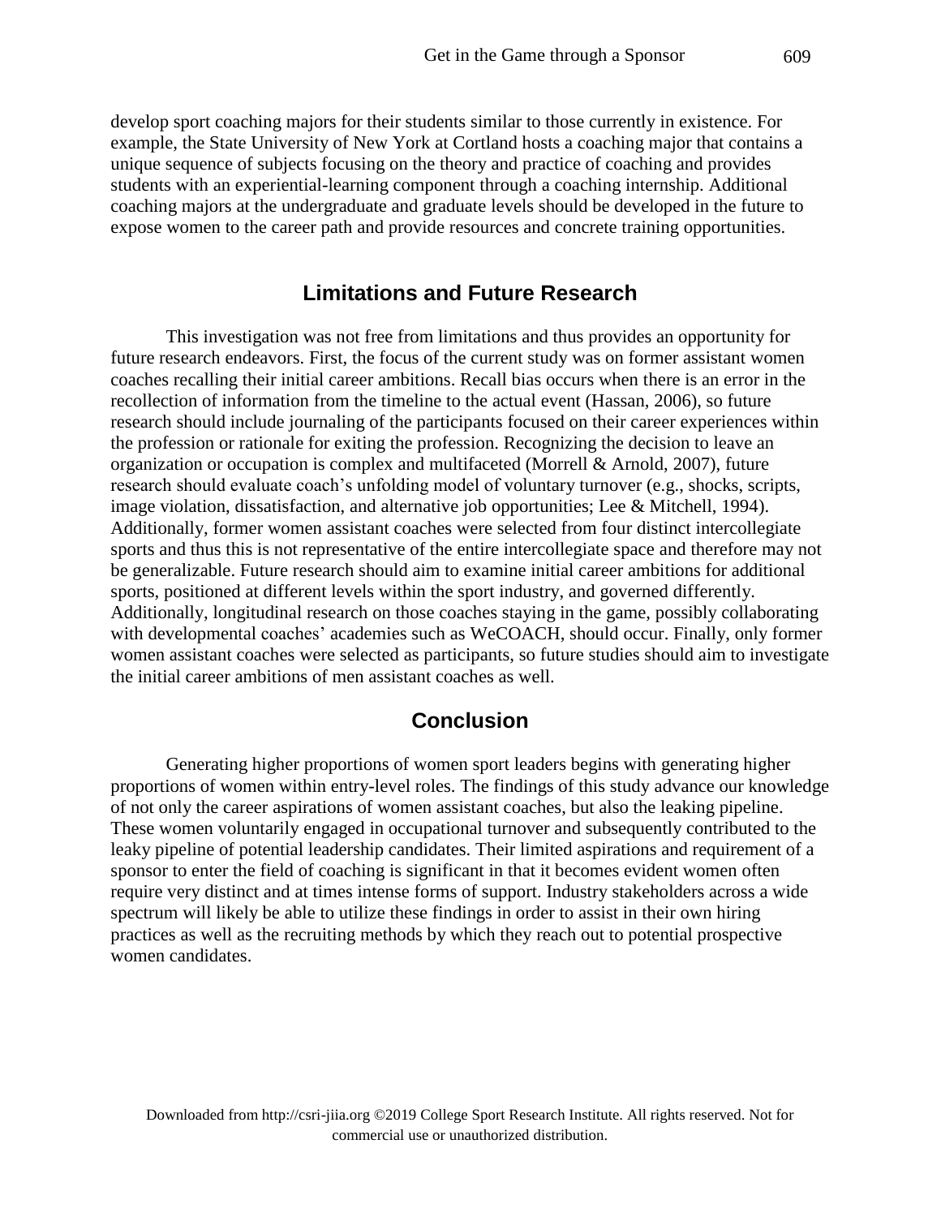develop sport coaching majors for their students similar to those currently in existence. For example, the State University of New York at Cortland hosts a coaching major that contains a unique sequence of subjects focusing on the theory and practice of coaching and provides students with an experiential-learning component through a coaching internship. Additional coaching majors at the undergraduate and graduate levels should be developed in the future to expose women to the career path and provide resources and concrete training opportunities.

## Limitations and Future Research

This investigation was not free from limitations and thus provides an opportunity for future research endeavors. First, the focus of the current study was on former assistant women coaches recalling their initial career ambitions. Recall bias occurs when there is an error in the recollection of information from the timeline to the actual event (Hassan, 2006), so future research should include journaling of the participants focused on their career experiences within the profession or rationale for exiting the profession. Recognizing the decision to leave an organization or occupation is complex and multifaceted (Morrell & Arnold, 2007), future research should evaluate coach's unfolding model of voluntary turnover (e.g., shocks, scripts, image violation, dissatisfaction, and alternative job opportunities; Lee & Mitchell, 1994). Additionally, former women assistant coaches were selected from four distinct intercollegiate sports and thus this is not representative of the entire intercollegiate space and therefore may not be generalizable. Future research should aim to examine initial career ambitions for additional sports, positioned at different levels within the sport industry, and governed differently. Additionally, longitudinal research on those coaches staying in the game, possibly collaborating with developmental coaches' academies such as WeCOACH, should occur. Finally, only former women assistant coaches were selected as participants, so future studies should aim to investigate the initial career ambitions of men assistant coaches as well.

## Conclusion

Generating higher proportions of women sport leaders begins with generating higher proportions of women within entry-level roles. The findings of this study advance our knowledge of not only the career aspirations of women assistant coaches, but also the leaking pipeline. These women voluntarily engaged in occupational turnover and subsequently contributed to the leaky pipeline of potential leadership candidates. Their limited aspirations and requirement of a sponsor to enter the field of coaching is significant in that it becomes evident women often require very distinct and at times intense forms of support. Industry stakeholders across a wide spectrum will likely be able to utilize these findings in order to assist in their own hiring practices as well as the recruiting methods by which they reach out to potential prospective women candidates.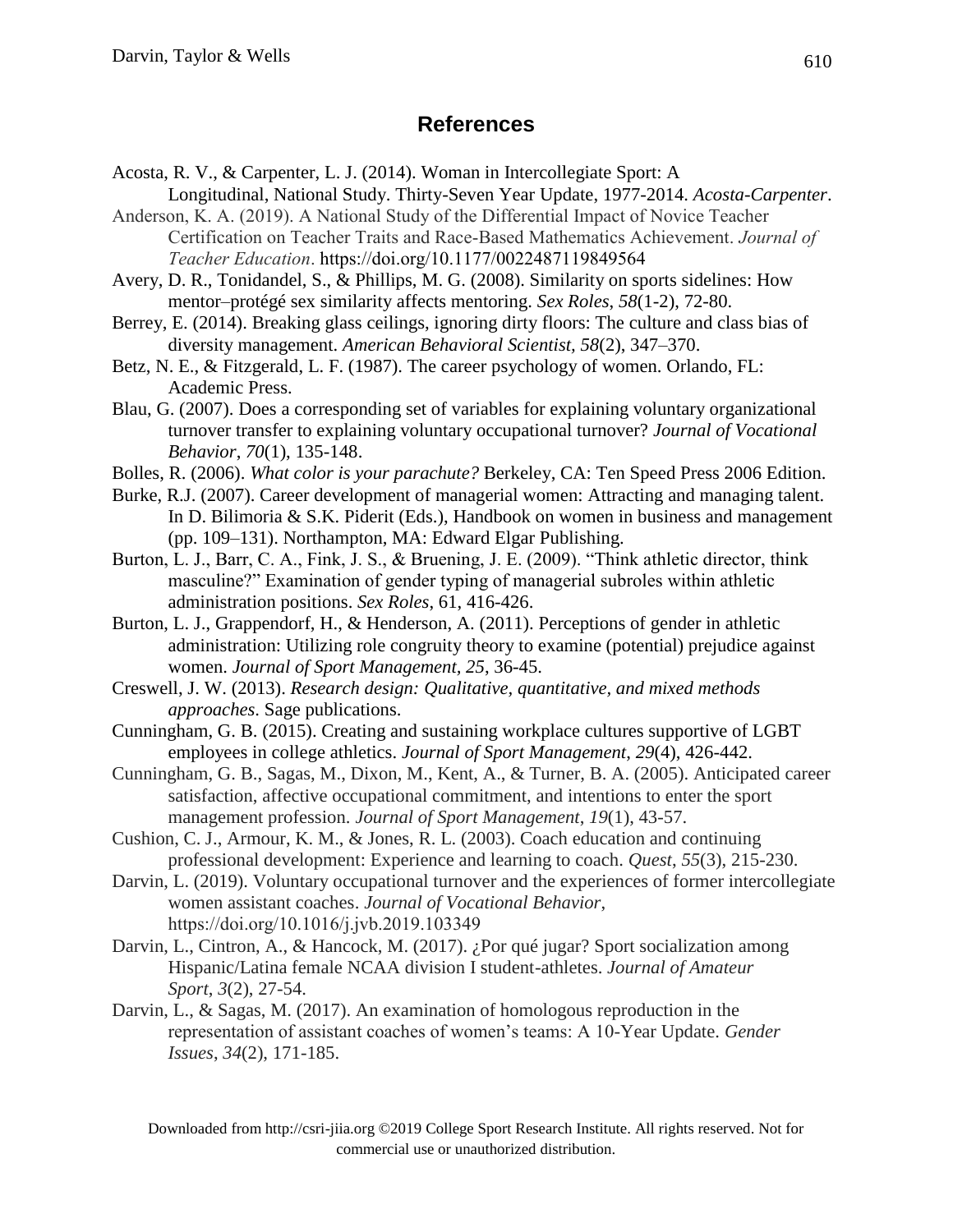## References

Acosta, R. V., & Carpenter, L. J. (2014). Woman in Intercollegiate Sport: A Longitudinal, National Study. Thirty-Seven Year Update, 1977-2014. *Acosta-Carpenter*.

Anderson, K. A. (2019). A National Study of the Differential Impact of Novice Teacher Certification on Teacher Traits and Race-Based Mathematics Achievement. *Journal of Teacher Education*. https://doi.org/10.1177/0022487119849564

Avery, D. R., Tonidandel, S., & Phillips, M. G. (2008). Similarity on sports sidelines: How mentor–protégé sex similarity affects mentoring. *Sex Roles*, *58*(1-2), 72-80.

Berrey, E. (2014). Breaking glass ceilings, ignoring dirty floors: The culture and class bias of diversity management. *American Behavioral Scientist, 58*(2), 347–370.

Betz, N. E., & Fitzgerald, L. F. (1987). The career psychology of women. Orlando, FL: Academic Press.

Blau, G. (2007). Does a corresponding set of variables for explaining voluntary organizational turnover transfer to explaining voluntary occupational turnover? *Journal of Vocational Behavior*, *70*(1), 135-148.

Bolles, R. (2006). *What color is your parachute?* Berkeley, CA: Ten Speed Press 2006 Edition.

Burke, R.J. (2007). Career development of managerial women: Attracting and managing talent. In D. Bilimoria & S.K. Piderit (Eds.), Handbook on women in business and management (pp. 109–131). Northampton, MA: Edward Elgar Publishing.

Burton, L. J., Barr, C. A., Fink, J. S., & Bruening, J. E. (2009). "Think athletic director, think masculine?" Examination of gender typing of managerial subroles within athletic administration positions. *Sex Roles*, 61, 416-426.

Burton, L. J., Grappendorf, H., & Henderson, A. (2011). Perceptions of gender in athletic administration: Utilizing role congruity theory to examine (potential) prejudice against women. *Journal of Sport Management, 25*, 36-45.

Creswell, J. W. (2013). *Research design: Qualitative, quantitative, and mixed methods approaches*. Sage publications.

Cunningham, G. B. (2015). Creating and sustaining workplace cultures supportive of LGBT employees in college athletics. *Journal of Sport Management*, *29*(4), 426-442.

Cunningham, G. B., Sagas, M., Dixon, M., Kent, A., & Turner, B. A. (2005). Anticipated career satisfaction, affective occupational commitment, and intentions to enter the sport management profession. *Journal of Sport Management*, *19*(1), 43-57.

Cushion, C. J., Armour, K. M., & Jones, R. L. (2003). Coach education and continuing professional development: Experience and learning to coach. *Quest*, *55*(3), 215-230.

Darvin, L. (2019). Voluntary occupational turnover and the experiences of former intercollegiate women assistant coaches. *Journal of Vocational Behavior*, https://doi.org/10.1016/j.jvb.2019.103349

Darvin, L., Cintron, A., & Hancock, M. (2017). ¿Por qué jugar? Sport socialization among Hispanic/Latina female NCAA division I student-athletes. *Journal of Amateur Sport*, *3*(2), 27-54.

Darvin, L., & Sagas, M. (2017). An examination of homologous reproduction in the representation of assistant coaches of women's teams: A 10-Year Update. *Gender Issues*, *34*(2), 171-185.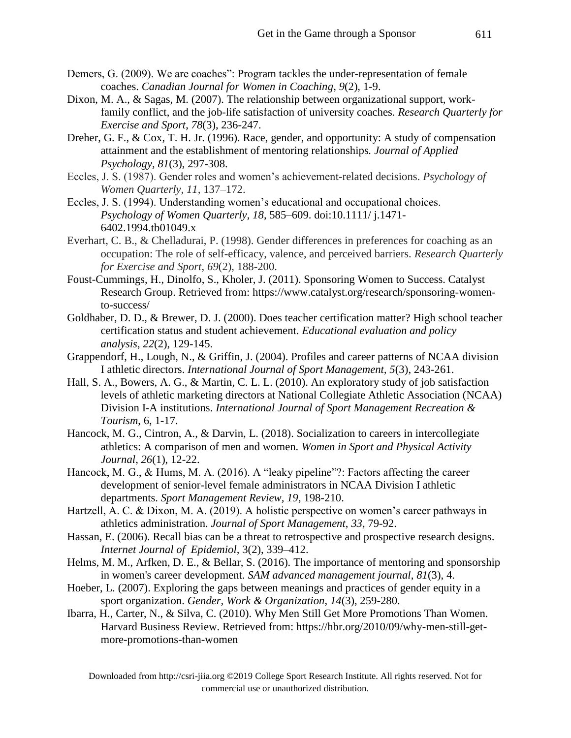Demers, G. (2009). We are coaches": Program tackles the under-representation of female coaches. *Canadian Journal for Women in Coaching*, *9*(2), 1-9.

Dixon, M. A., & Sagas, M. (2007). The relationship between organizational support, work-family conflict, and the job-life satisfaction of university coaches. *Research Quarterly for Exercise and Sport*, *78*(3), 236-247.

Dreher, G. F., & Cox, T. H. Jr. (1996). Race, gender, and opportunity: A study of compensation attainment and the establishment of mentoring relationships*. Journal of Applied Psychology, 81*(3), 297-308.

Eccles, J. S. (1987). Gender roles and women's achievement-related decisions. *Psychology of Women Quarterly, 11*, 137–172.

Eccles, J. S. (1994). Understanding women's educational and occupational choices. *Psychology of Women Quarterly, 18*, 585–609. doi:10.1111/ j.1471-6402.1994.tb01049.x

Everhart, C. B., & Chelladurai, P. (1998). Gender differences in preferences for coaching as an occupation: The role of self-efficacy, valence, and perceived barriers. *Research Quarterly for Exercise and Sport*, *69*(2), 188-200.

Foust-Cummings, H., Dinolfo, S., Kholer, J. (2011). Sponsoring Women to Success. Catalyst Research Group. Retrieved from: https://www.catalyst.org/research/sponsoring-women-to-success/

Goldhaber, D. D., & Brewer, D. J. (2000). Does teacher certification matter? High school teacher certification status and student achievement. *Educational evaluation and policy analysis*, *22*(2), 129-145.

Grappendorf, H., Lough, N., & Griffin, J. (2004). Profiles and career patterns of NCAA division I athletic directors. *International Journal of Sport Management*, *5*(3), 243-261.

Hall, S. A., Bowers, A. G., & Martin, C. L. L. (2010). An exploratory study of job satisfaction levels of athletic marketing directors at National Collegiate Athletic Association (NCAA) Division I-A institutions. *International Journal of Sport Management Recreation & Tourism*, 6, 1-17.

Hancock, M. G., Cintron, A., & Darvin, L. (2018). Socialization to careers in intercollegiate athletics: A comparison of men and women. *Women in Sport and Physical Activity Journal*, *26*(1), 12-22.

Hancock, M. G., & Hums, M. A. (2016). A "leaky pipeline"?: Factors affecting the career development of senior-level female administrators in NCAA Division I athletic departments. *Sport Management Review, 19*, 198-210.

Hartzell, A. C. & Dixon, M. A. (2019). A holistic perspective on women's career pathways in athletics administration. *Journal of Sport Management*, *33*, 79-92.

Hassan, E. (2006). Recall bias can be a threat to retrospective and prospective research designs. *Internet Journal of Epidemiol*, 3(2), 339–412.

Helms, M. M., Arfken, D. E., & Bellar, S. (2016). The importance of mentoring and sponsorship in women's career development. *SAM advanced management journal*, *81*(3), 4.

Hoeber, L. (2007). Exploring the gaps between meanings and practices of gender equity in a sport organization. *Gender, Work & Organization*, *14*(3), 259-280.

Ibarra, H., Carter, N., & Silva, C. (2010). Why Men Still Get More Promotions Than Women. Harvard Business Review. Retrieved from: https://hbr.org/2010/09/why-men-still-get-more-promotions-than-women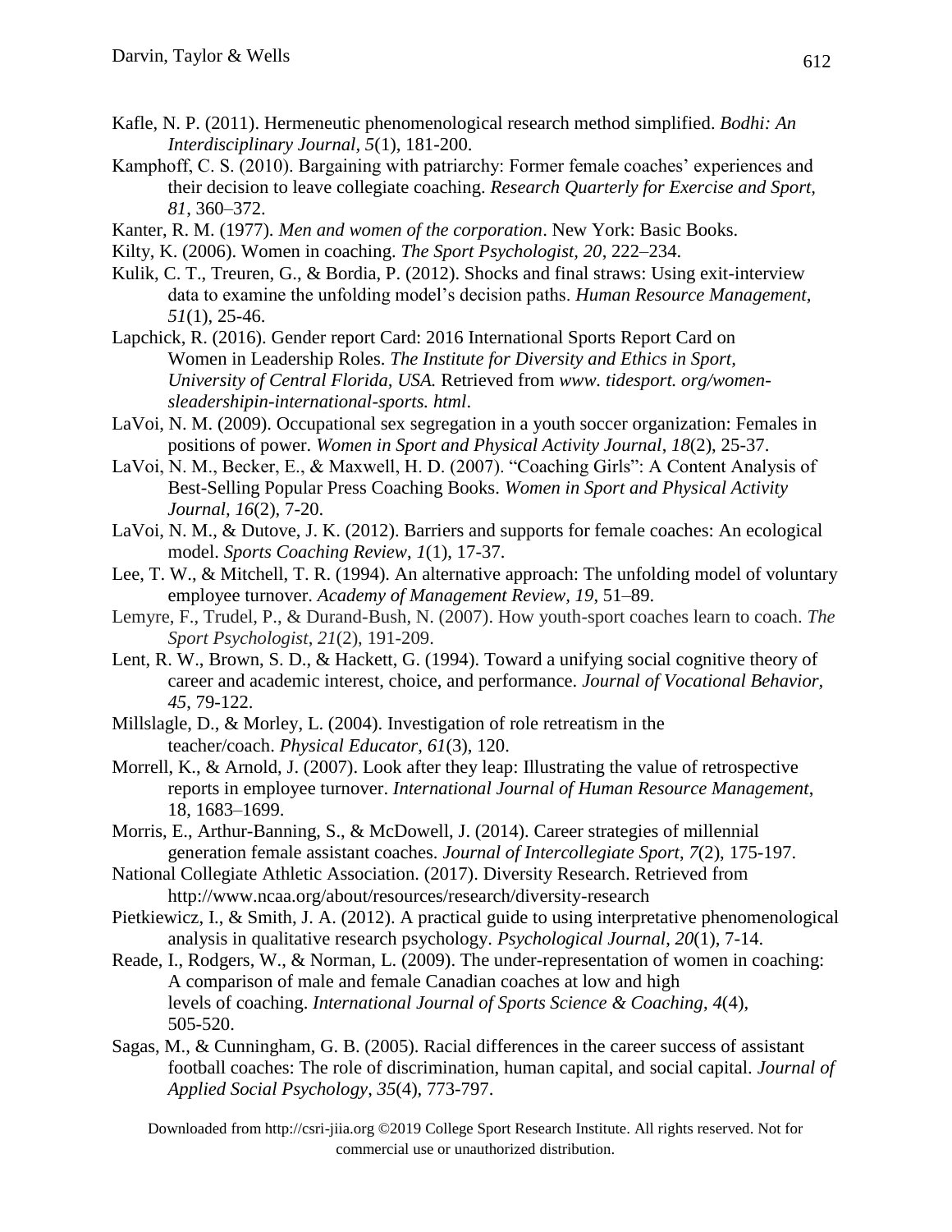Kafle, N. P. (2011). Hermeneutic phenomenological research method simplified. *Bodhi: An Interdisciplinary Journal, 5*(1), 181-200.

Kamphoff, C. S. (2010). Bargaining with patriarchy: Former female coaches' experiences and their decision to leave collegiate coaching. *Research Quarterly for Exercise and Sport, 81*, 360–372.

Kanter, R. M. (1977). *Men and women of the corporation*. New York: Basic Books.

Kilty, K. (2006). Women in coaching. *The Sport Psychologist, 20*, 222–234.

Kulik, C. T., Treuren, G., & Bordia, P. (2012). Shocks and final straws: Using exit-interview data to examine the unfolding model's decision paths. *Human Resource Management, 51*(1), 25-46.

Lapchick, R. (2016). Gender report Card: 2016 International Sports Report Card on Women in Leadership Roles. *The Institute for Diversity and Ethics in Sport, University of Central Florida, USA.* Retrieved from *www. tidesport. org/women-sleadershipin-international-sports. html*.

LaVoi, N. M. (2009). Occupational sex segregation in a youth soccer organization: Females in positions of power. *Women in Sport and Physical Activity Journal*, *18*(2), 25-37.

LaVoi, N. M., Becker, E., & Maxwell, H. D. (2007). "Coaching Girls": A Content Analysis of Best-Selling Popular Press Coaching Books. *Women in Sport and Physical Activity Journal, 16*(2), 7-20.

LaVoi, N. M., & Dutove, J. K. (2012). Barriers and supports for female coaches: An ecological model. *Sports Coaching Review*, *1*(1), 17-37.

Lee, T. W., & Mitchell, T. R. (1994). An alternative approach: The unfolding model of voluntary employee turnover. *Academy of Management Review, 19*, 51–89.

Lemyre, F., Trudel, P., & Durand-Bush, N. (2007). How youth-sport coaches learn to coach. *The Sport Psychologist*, *21*(2), 191-209.

Lent, R. W., Brown, S. D., & Hackett, G. (1994). Toward a unifying social cognitive theory of career and academic interest, choice, and performance. *Journal of Vocational Behavior, 45*, 79-122.

Millslagle, D., & Morley, L. (2004). Investigation of role retreatism in the teacher/coach. *Physical Educator*, *61*(3), 120.

Morrell, K., & Arnold, J. (2007). Look after they leap: Illustrating the value of retrospective reports in employee turnover. *International Journal of Human Resource Management*, 18, 1683–1699.

Morris, E., Arthur-Banning, S., & McDowell, J. (2014). Career strategies of millennial generation female assistant coaches. *Journal of Intercollegiate Sport*, *7*(2), 175-197.

National Collegiate Athletic Association. (2017). Diversity Research. Retrieved from http://www.ncaa.org/about/resources/research/diversity-research

Pietkiewicz, I., & Smith, J. A. (2012). A practical guide to using interpretative phenomenological analysis in qualitative research psychology. *Psychological Journal*, *20*(1), 7-14.

Reade, I., Rodgers, W., & Norman, L. (2009). The under-representation of women in coaching: A comparison of male and female Canadian coaches at low and high levels of coaching. *International Journal of Sports Science & Coaching*, *4*(4), 505-520.

Sagas, M., & Cunningham, G. B. (2005). Racial differences in the career success of assistant football coaches: The role of discrimination, human capital, and social capital. *Journal of Applied Social Psychology*, *35*(4), 773-797.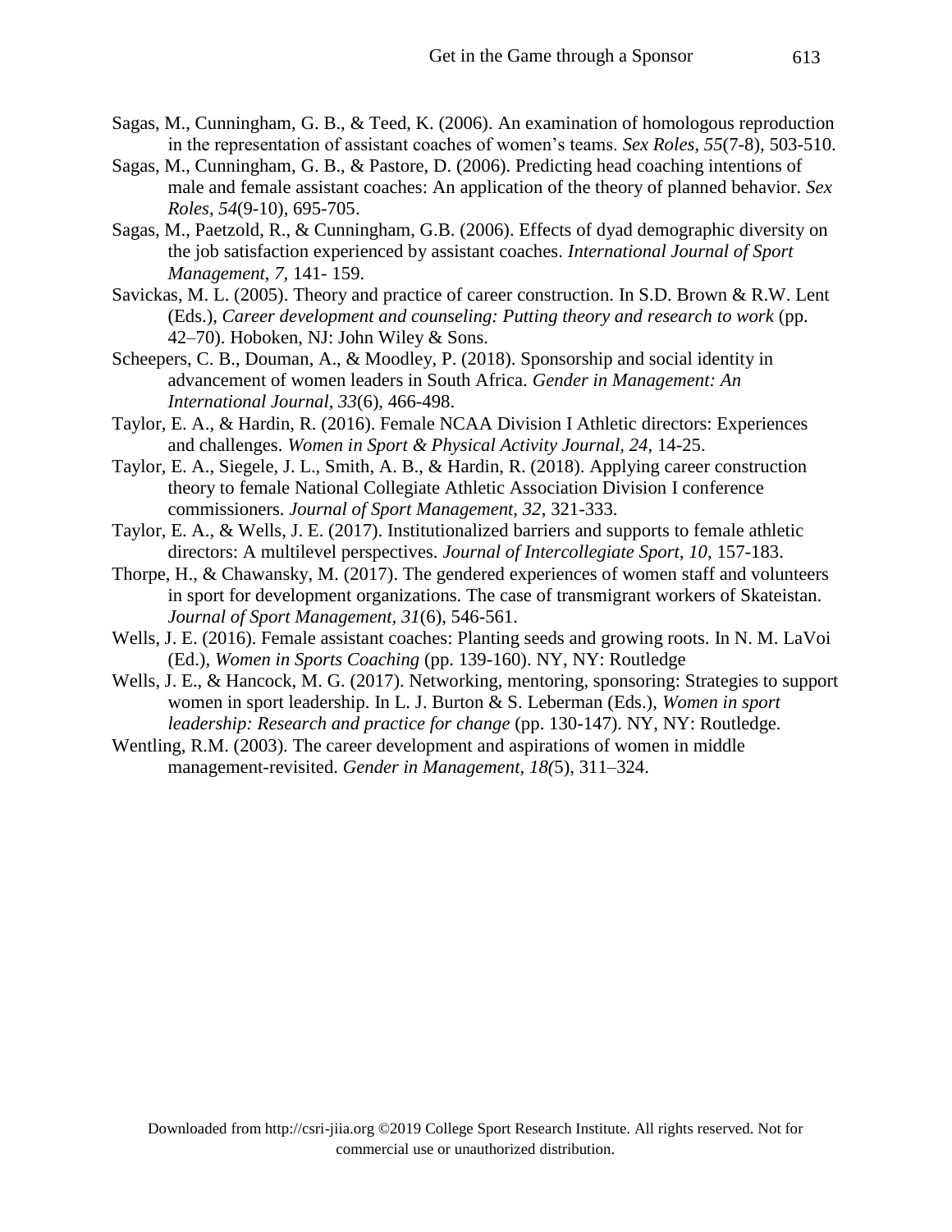Sagas, M., Cunningham, G. B., & Teed, K. (2006). An examination of homologous reproduction in the representation of assistant coaches of women's teams. *Sex Roles*, *55*(7-8), 503-510.

Sagas, M., Cunningham, G. B., & Pastore, D. (2006). Predicting head coaching intentions of male and female assistant coaches: An application of the theory of planned behavior. *Sex Roles*, *54*(9-10), 695-705.

Sagas, M., Paetzold, R., & Cunningham, G.B. (2006). Effects of dyad demographic diversity on the job satisfaction experienced by assistant coaches. *International Journal of Sport Management*, *7,* 141- 159.

Savickas, M. L. (2005). Theory and practice of career construction. In S.D. Brown & R.W. Lent (Eds.), *Career development and counseling: Putting theory and research to work* (pp. 42–70). Hoboken, NJ: John Wiley & Sons.

Scheepers, C. B., Douman, A., & Moodley, P. (2018). Sponsorship and social identity in advancement of women leaders in South Africa. *Gender in Management: An International Journal*, *33*(6), 466-498.

Taylor, E. A., & Hardin, R. (2016). Female NCAA Division I Athletic directors: Experiences and challenges. *Women in Sport & Physical Activity Journal*, *24*, 14-25.

Taylor, E. A., Siegele, J. L., Smith, A. B., & Hardin, R. (2018). Applying career construction theory to female National Collegiate Athletic Association Division I conference commissioners. *Journal of Sport Management*, *32*, 321-333.

Taylor, E. A., & Wells, J. E. (2017). Institutionalized barriers and supports to female athletic directors: A multilevel perspectives. *Journal of Intercollegiate Sport, 10*, 157-183.

Thorpe, H., & Chawansky, M. (2017). The gendered experiences of women staff and volunteers in sport for development organizations. The case of transmigrant workers of Skateistan. *Journal of Sport Management, 31*(6), 546-561.

Wells, J. E. (2016). Female assistant coaches: Planting seeds and growing roots. In N. M. LaVoi (Ed.), *Women in Sports Coaching* (pp. 139-160). NY, NY: Routledge

Wells, J. E., & Hancock, M. G. (2017). Networking, mentoring, sponsoring: Strategies to support women in sport leadership. In L. J. Burton & S. Leberman (Eds.), *Women in sport leadership: Research and practice for change* (pp. 130-147). NY, NY: Routledge.

Wentling, R.M. (2003). The career development and aspirations of women in middle management-revisited. *Gender in Management, 18(*5), 311–324.